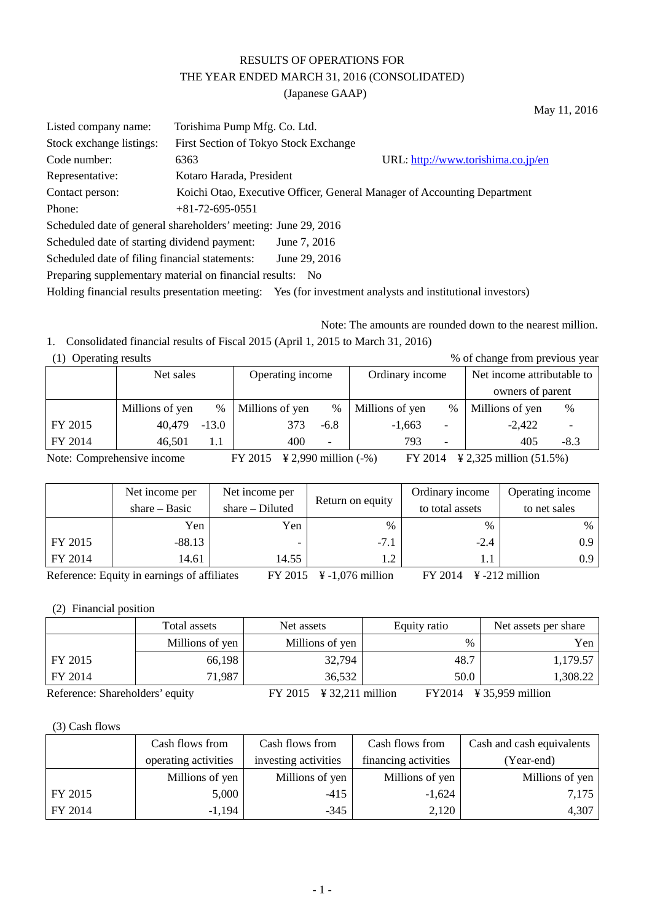# RESULTS OF OPERATIONS FOR THE YEAR ENDED MARCH 31, 2016 (CONSOLIDATED)

(Japanese GAAP)

May 11, 2016

| | | |
|---|---|---|
| Listed company name: | Torishima Pump Mfg. Co. Ltd. | |
| Stock exchange listings: | First Section of Tokyo Stock Exchange | |
| Code number: | 6363 | URL: http://www.torishima.co.jp/en |
| Representative: | Kotaro Harada, President | |
| Contact person: | Koichi Otao, Executive Officer, General Manager of Accounting Department | |
| Phone: | +81-72-695-0551 | |

Scheduled date of general shareholders' meeting: June 29, 2016

Scheduled date of starting dividend payment: June 7, 2016

Scheduled date of filing financial statements: June 29, 2016

Preparing supplementary material on financial results: No

Holding financial results presentation meeting: Yes (for investment analysts and institutional investors)

Note: The amounts are rounded down to the nearest million.

1. Consolidated financial results of Fiscal 2015 (April 1, 2015 to March 31, 2016)

(1) Operating results

% of change from previous year

| | Net sales | | Operating income | | Ordinary income | | Net income attributable to owners of parent | |
|---|---|---|---|---|---|---|---|---|
| | Millions of yen | % | Millions of yen | % | Millions of yen | % | Millions of yen | % |
| FY 2015 | 40,479 | -13.0 | 373 | -6.8 | -1,663 | - | -2,422 | - |
| FY 2014 | 46,501 | 1.1 | 400 | - | 793 | - | 405 | -8.3 |

Note: Comprehensive income FY 2015 ¥ 2,990 million (-%) FY 2014 ¥ 2,325 million (51.5%)

| | Net income per share – Basic | Net income per share – Diluted | Return on equity | Ordinary income to total assets | Operating income to net sales |
|---|---|---|---|---|---|
| | Yen | Yen | % | % | % |
| FY 2015 | -88.13 | - | -7.1 | -2.4 | 0.9 |
| FY 2014 | 14.61 | 14.55 | 1.2 | 1.1 | 0.9 |

Reference: Equity in earnings of affiliates FY 2015 ¥ -1,076 million FY 2014 ¥ -212 million

(2) Financial position

| | Total assets | Net assets | Equity ratio | Net assets per share |
|---|---|---|---|---|
| | Millions of yen | Millions of yen | % | Yen |
| FY 2015 | 66,198 | 32,794 | 48.7 | 1,179.57 |
| FY 2014 | 71,987 | 36,532 | 50.0 | 1,308.22 |

Reference: Shareholders' equity FY 2015 ¥ 32,211 million FY2014 ¥ 35,959 million

(3) Cash flows

| | Cash flows from operating activities | Cash flows from investing activities | Cash flows from financing activities | Cash and cash equivalents (Year-end) |
|---|---|---|---|---|
| | Millions of yen | Millions of yen | Millions of yen | Millions of yen |
| FY 2015 | 5,000 | -415 | -1,624 | 7,175 |
| FY 2014 | -1,194 | -345 | 2,120 | 4,307 |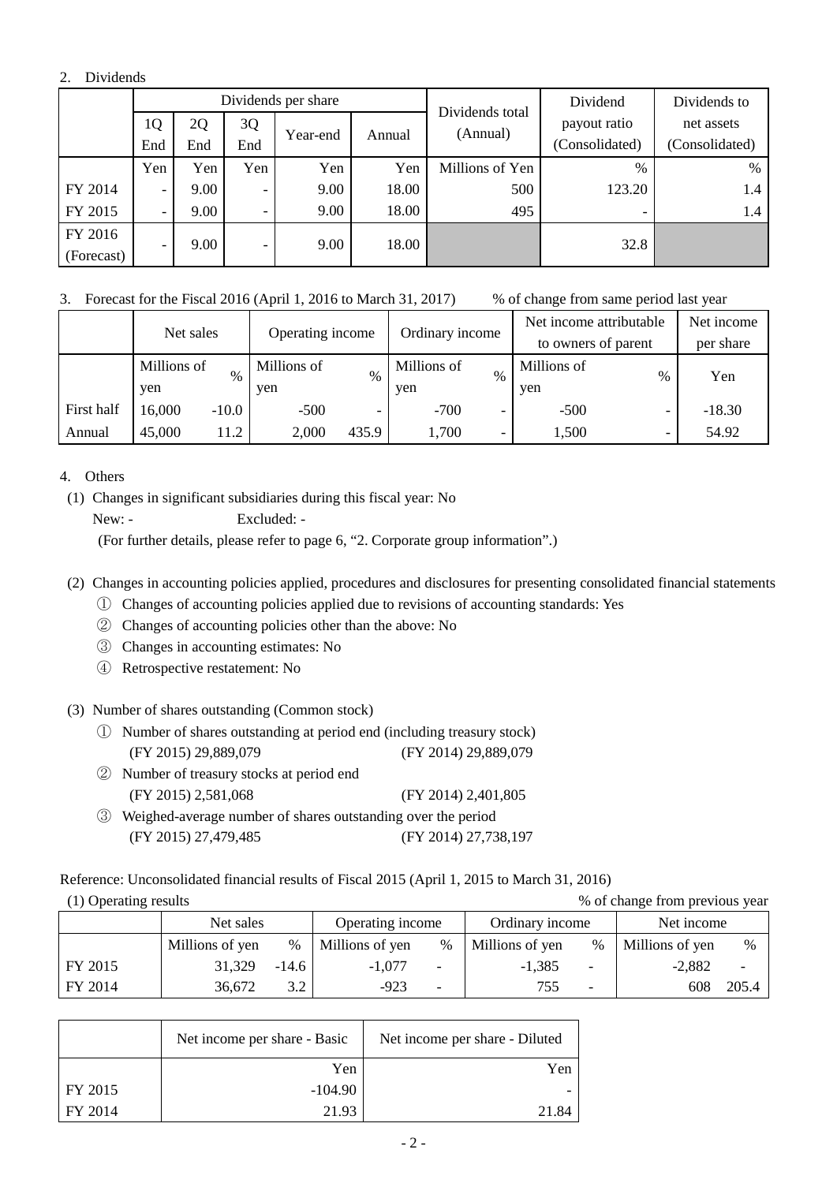2. Dividends

| | Dividends per share | | | | | Dividends total (Annual) | Dividend payout ratio (Consolidated) | Dividends to net assets (Consolidated) |
|---|---|---|---|---|---|---|---|---|
| | 1Q End | 2Q End | 3Q End | Year-end | Annual | | | |
| | Yen | Yen | Yen | Yen | Yen | Millions of Yen | % | % |
| FY 2014 | - | 9.00 | - | 9.00 | 18.00 | 500 | 123.20 | 1.4 |
| FY 2015 | - | 9.00 | - | 9.00 | 18.00 | 495 | - | 1.4 |
| FY 2016 (Forecast) | - | 9.00 | - | 9.00 | 18.00 | | 32.8 | |

3. Forecast for the Fiscal 2016 (April 1, 2016 to March 31, 2017) % of change from same period last year

| | Net sales | | Operating income | | Ordinary income | | Net income attributable to owners of parent | | Net income per share |
|---|---|---|---|---|---|---|---|---|---|
| | Millions of yen | % | Millions of yen | % | Millions of yen | % | Millions of yen | % | Yen |
| First half | 16,000 | -10.0 | -500 | - | -700 | - | -500 | - | -18.30 |
| Annual | 45,000 | 11.2 | 2,000 | 435.9 | 1,700 | - | 1,500 | - | 54.92 |

4. Others

(1) Changes in significant subsidiaries during this fiscal year: No
New: - Excluded: -
(For further details, please refer to page 6, "2. Corporate group information".)

(2) Changes in accounting policies applied, procedures and disclosures for presenting consolidated financial statements
① Changes of accounting policies applied due to revisions of accounting standards: Yes
② Changes of accounting policies other than the above: No
③ Changes in accounting estimates: No
④ Retrospective restatement: No

(3) Number of shares outstanding (Common stock)
① Number of shares outstanding at period end (including treasury stock)
(FY 2015) 29,889,079 (FY 2014) 29,889,079
② Number of treasury stocks at period end
(FY 2015) 2,581,068 (FY 2014) 2,401,805
③ Weighed-average number of shares outstanding over the period
(FY 2015) 27,479,485 (FY 2014) 27,738,197

Reference: Unconsolidated financial results of Fiscal 2015 (April 1, 2015 to March 31, 2016)

(1) Operating results % of change from previous year

| | Net sales | | Operating income | | Ordinary income | | Net income | |
|---|---|---|---|---|---|---|---|---|
| | Millions of yen | % | Millions of yen | % | Millions of yen | % | Millions of yen | % |
| FY 2015 | 31,329 | -14.6 | -1,077 | - | -1,385 | - | -2,882 | - |
| FY 2014 | 36,672 | 3.2 | -923 | - | 755 | - | 608 | 205.4 |

| | Net income per share - Basic | Net income per share - Diluted |
|---|---|---|
| | Yen | Yen |
| FY 2015 | -104.90 | - |
| FY 2014 | 21.93 | 21.84 |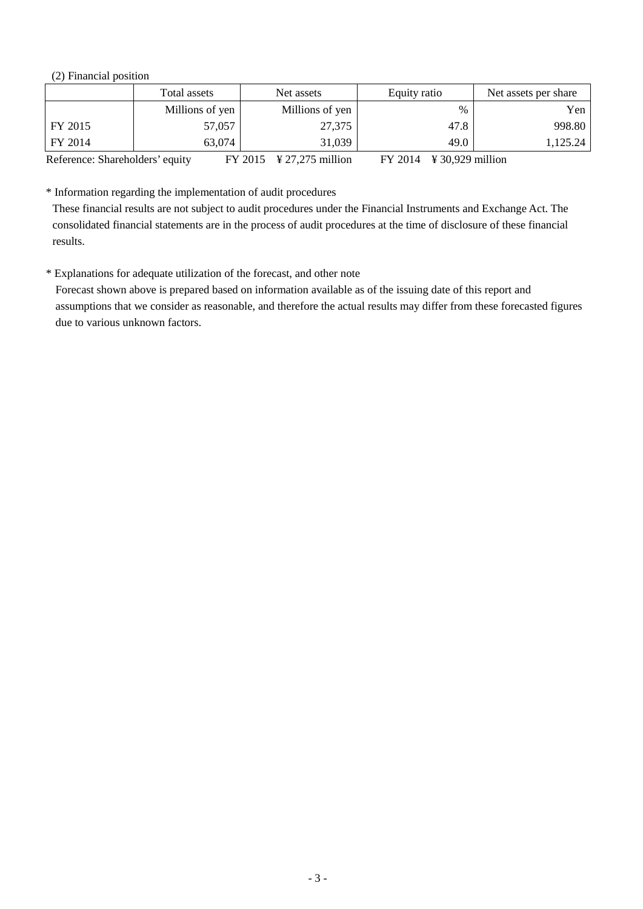(2) Financial position

| | Total assets | Net assets | Equity ratio | Net assets per share |
|---|---|---|---|---|
| | Millions of yen | Millions of yen | % | Yen |
| FY 2015 | 57,057 | 27,375 | 47.8 | 998.80 |
| FY 2014 | 63,074 | 31,039 | 49.0 | 1,125.24 |

Reference: Shareholders' equity FY 2015 ¥ 27,275 million FY 2014 ¥ 30,929 million

\* Information regarding the implementation of audit procedures

These financial results are not subject to audit procedures under the Financial Instruments and Exchange Act. The consolidated financial statements are in the process of audit procedures at the time of disclosure of these financial results.

\* Explanations for adequate utilization of the forecast, and other note

Forecast shown above is prepared based on information available as of the issuing date of this report and assumptions that we consider as reasonable, and therefore the actual results may differ from these forecasted figures due to various unknown factors.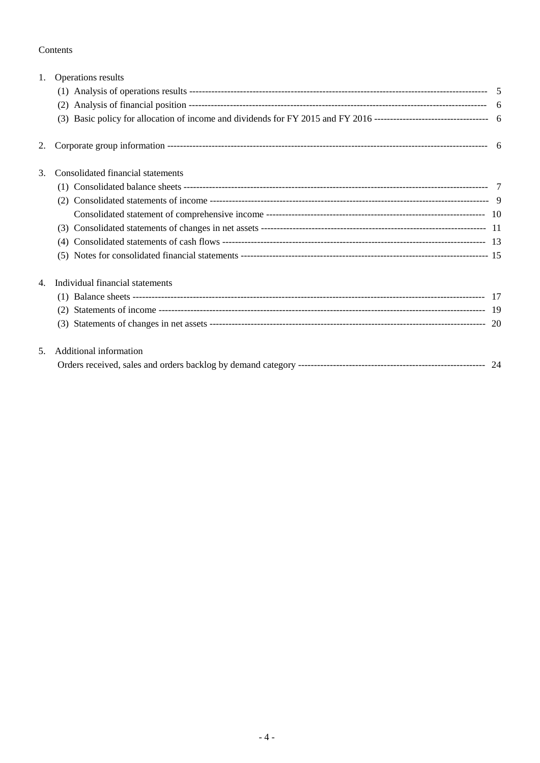Contents

1. Operations results
   - (1) Analysis of operations results ---------------------------------------------------------------------------------------------- 5
   - (2) Analysis of financial position ----------------------------------------------------------------------------------------------- 6
   - (3) Basic policy for allocation of income and dividends for FY 2015 and FY 2016 ------------------------------------ 6

2. Corporate group information ----------------------------------------------------------------------------------------------------- 6

3. Consolidated financial statements
   - (1) Consolidated balance sheets -------------------------------------------------------------------------------------------------- 7
   - (2) Consolidated statements of income -------------------------------------------------------------------------------------------- 9
   - Consolidated statement of comprehensive income --------------------------------------------------------------------- 10
   - (3) Consolidated statements of changes in net assets ----------------------------------------------------------------------- 11
   - (4) Consolidated statements of cash flows ------------------------------------------------------------------------------------ 13
   - (5) Notes for consolidated financial statements ------------------------------------------------------------------------------ 15

4. Individual financial statements
   - (1) Balance sheets ------------------------------------------------------------------------------------------------------------------ 17
   - (2) Statements of income ----------------------------------------------------------------------------------------------------------- 19
   - (3) Statements of changes in net assets ------------------------------------------------------------------------------------------ 20

5. Additional information
   - Orders received, sales and orders backlog by demand category ----------------------------------------------------------- 24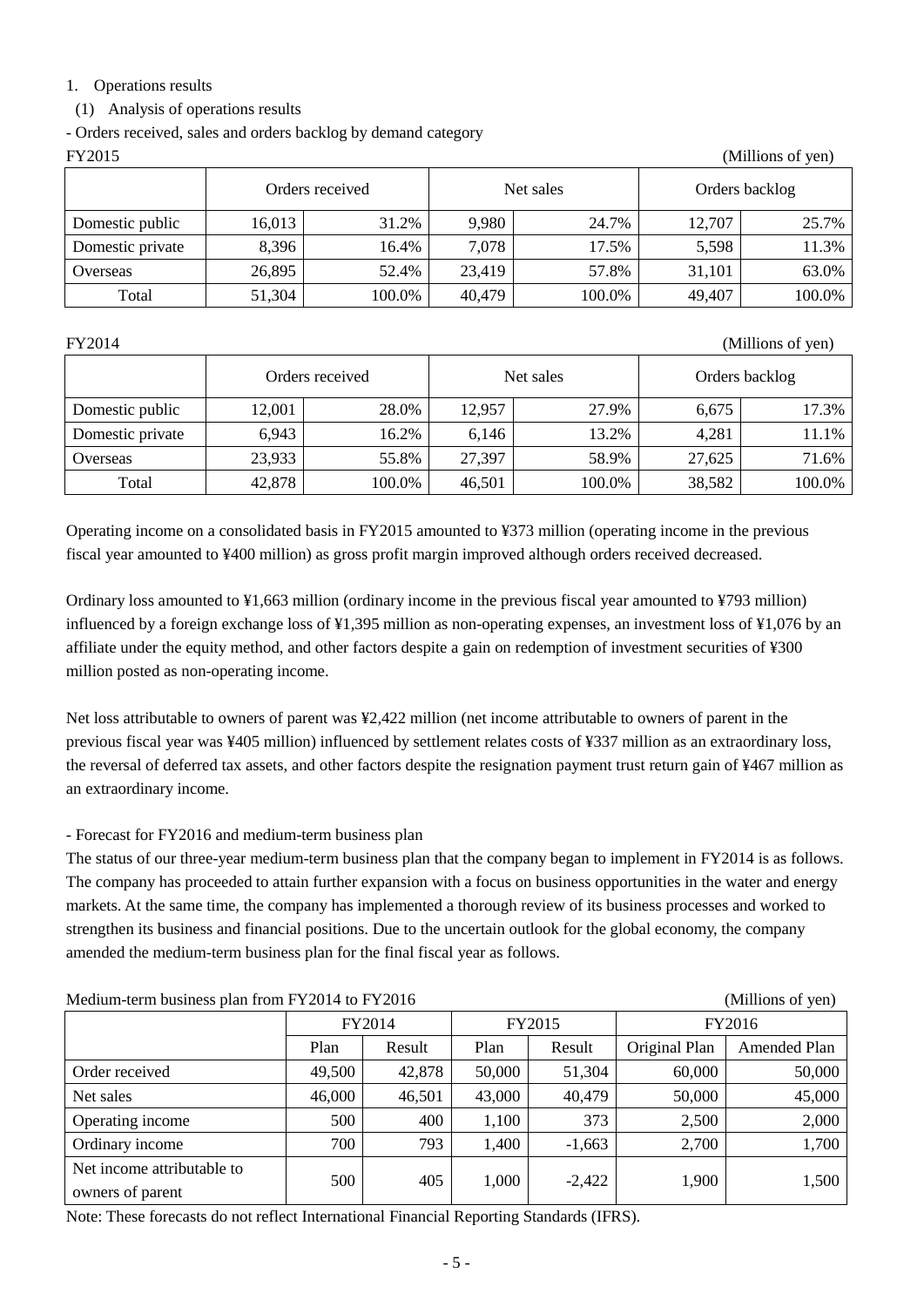1. Operations results

(1) Analysis of operations results

- Orders received, sales and orders backlog by demand category

FY2015 (Millions of yen)

| | Orders received | | Net sales | | Orders backlog | |
|---|---|---|---|---|---|---|
| Domestic public | 16,013 | 31.2% | 9,980 | 24.7% | 12,707 | 25.7% |
| Domestic private | 8,396 | 16.4% | 7,078 | 17.5% | 5,598 | 11.3% |
| Overseas | 26,895 | 52.4% | 23,419 | 57.8% | 31,101 | 63.0% |
| Total | 51,304 | 100.0% | 40,479 | 100.0% | 49,407 | 100.0% |

FY2014 (Millions of yen)

| | Orders received | | Net sales | | Orders backlog | |
|---|---|---|---|---|---|---|
| Domestic public | 12,001 | 28.0% | 12,957 | 27.9% | 6,675 | 17.3% |
| Domestic private | 6,943 | 16.2% | 6,146 | 13.2% | 4,281 | 11.1% |
| Overseas | 23,933 | 55.8% | 27,397 | 58.9% | 27,625 | 71.6% |
| Total | 42,878 | 100.0% | 46,501 | 100.0% | 38,582 | 100.0% |

Operating income on a consolidated basis in FY2015 amounted to ¥373 million (operating income in the previous fiscal year amounted to ¥400 million) as gross profit margin improved although orders received decreased.

Ordinary loss amounted to ¥1,663 million (ordinary income in the previous fiscal year amounted to ¥793 million) influenced by a foreign exchange loss of ¥1,395 million as non-operating expenses, an investment loss of ¥1,076 by an affiliate under the equity method, and other factors despite a gain on redemption of investment securities of ¥300 million posted as non-operating income.

Net loss attributable to owners of parent was ¥2,422 million (net income attributable to owners of parent in the previous fiscal year was ¥405 million) influenced by settlement relates costs of ¥337 million as an extraordinary loss, the reversal of deferred tax assets, and other factors despite the resignation payment trust return gain of ¥467 million as an extraordinary income.

- Forecast for FY2016 and medium-term business plan

The status of our three-year medium-term business plan that the company began to implement in FY2014 is as follows. The company has proceeded to attain further expansion with a focus on business opportunities in the water and energy markets. At the same time, the company has implemented a thorough review of its business processes and worked to strengthen its business and financial positions. Due to the uncertain outlook for the global economy, the company amended the medium-term business plan for the final fiscal year as follows.

Medium-term business plan from FY2014 to FY2016 (Millions of yen)

| | FY2014 | | FY2015 | | FY2016 | |
|---|---|---|---|---|---|---|
| | Plan | Result | Plan | Result | Original Plan | Amended Plan |
| Order received | 49,500 | 42,878 | 50,000 | 51,304 | 60,000 | 50,000 |
| Net sales | 46,000 | 46,501 | 43,000 | 40,479 | 50,000 | 45,000 |
| Operating income | 500 | 400 | 1,100 | 373 | 2,500 | 2,000 |
| Ordinary income | 700 | 793 | 1,400 | -1,663 | 2,700 | 1,700 |
| Net income attributable to owners of parent | 500 | 405 | 1,000 | -2,422 | 1,900 | 1,500 |

Note: These forecasts do not reflect International Financial Reporting Standards (IFRS).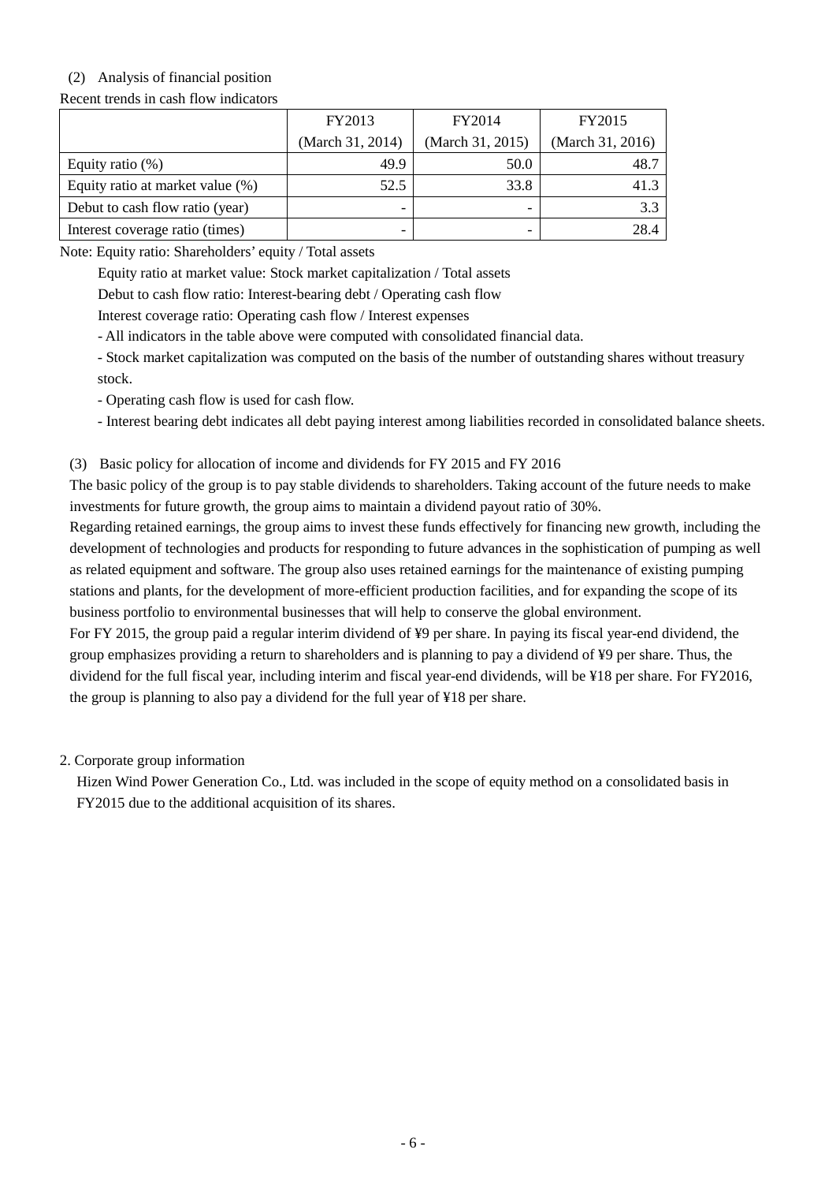(2) Analysis of financial position

Recent trends in cash flow indicators

| | FY2013 (March 31, 2014) | FY2014 (March 31, 2015) | FY2015 (March 31, 2016) |
|---|---|---|---|
| Equity ratio (%) | 49.9 | 50.0 | 48.7 |
| Equity ratio at market value (%) | 52.5 | 33.8 | 41.3 |
| Debut to cash flow ratio (year) | - | - | 3.3 |
| Interest coverage ratio (times) | - | - | 28.4 |

Note: Equity ratio: Shareholders' equity / Total assets

Equity ratio at market value: Stock market capitalization / Total assets

Debut to cash flow ratio: Interest-bearing debt / Operating cash flow

Interest coverage ratio: Operating cash flow / Interest expenses

- All indicators in the table above were computed with consolidated financial data.
- Stock market capitalization was computed on the basis of the number of outstanding shares without treasury stock.
- Operating cash flow is used for cash flow.
- Interest bearing debt indicates all debt paying interest among liabilities recorded in consolidated balance sheets.

(3) Basic policy for allocation of income and dividends for FY 2015 and FY 2016

The basic policy of the group is to pay stable dividends to shareholders. Taking account of the future needs to make investments for future growth, the group aims to maintain a dividend payout ratio of 30%.

Regarding retained earnings, the group aims to invest these funds effectively for financing new growth, including the development of technologies and products for responding to future advances in the sophistication of pumping as well as related equipment and software. The group also uses retained earnings for the maintenance of existing pumping stations and plants, for the development of more-efficient production facilities, and for expanding the scope of its business portfolio to environmental businesses that will help to conserve the global environment.

For FY 2015, the group paid a regular interim dividend of ¥9 per share. In paying its fiscal year-end dividend, the group emphasizes providing a return to shareholders and is planning to pay a dividend of ¥9 per share. Thus, the dividend for the full fiscal year, including interim and fiscal year-end dividends, will be ¥18 per share. For FY2016, the group is planning to also pay a dividend for the full year of ¥18 per share.

2. Corporate group information

Hizen Wind Power Generation Co., Ltd. was included in the scope of equity method on a consolidated basis in FY2015 due to the additional acquisition of its shares.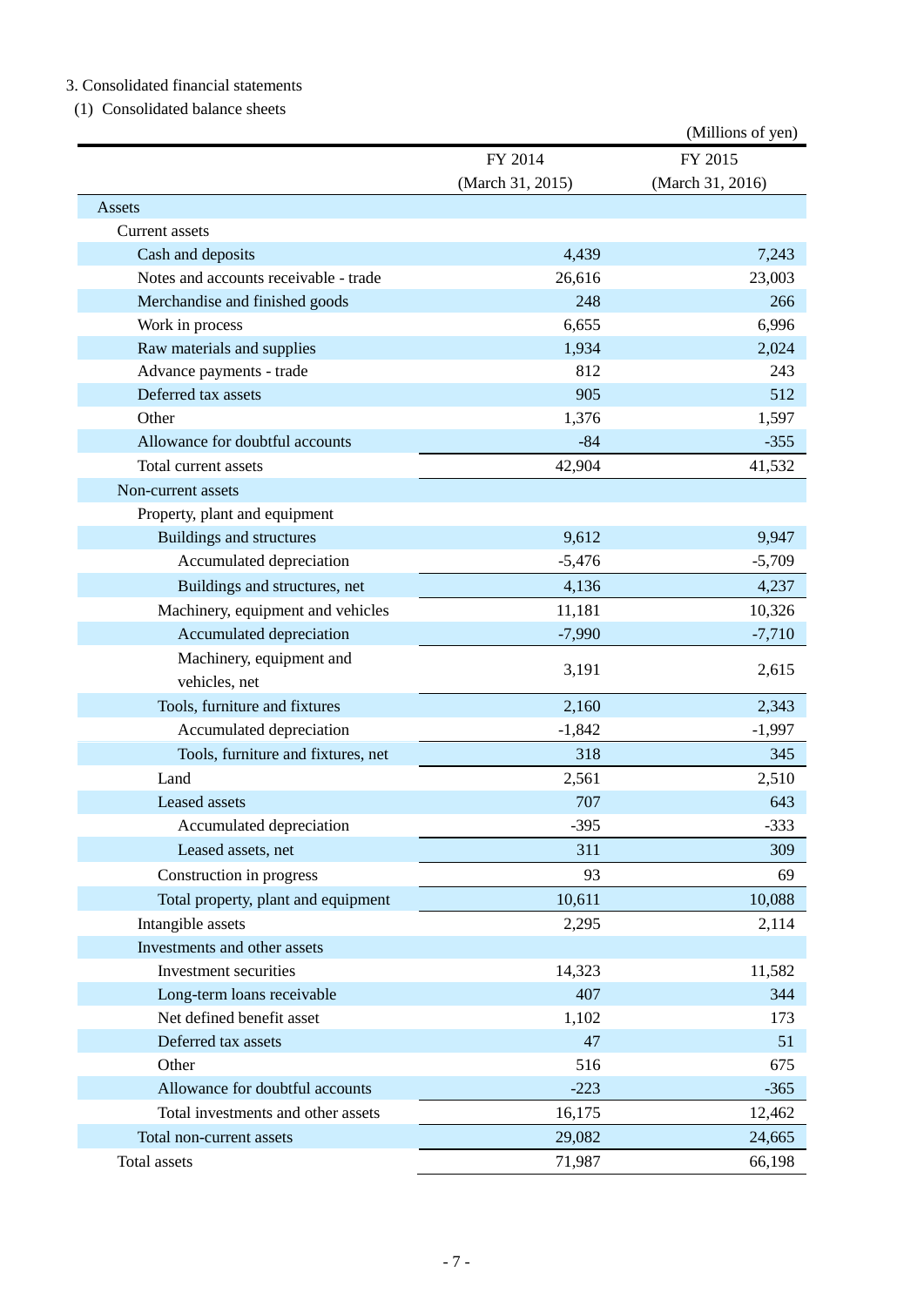3. Consolidated financial statements

(1) Consolidated balance sheets

(Millions of yen)

| | FY 2014 (March 31, 2015) | FY 2015 (March 31, 2016) |
|---|---|---|
| Assets | | |
| Current assets | | |
| Cash and deposits | 4,439 | 7,243 |
| Notes and accounts receivable - trade | 26,616 | 23,003 |
| Merchandise and finished goods | 248 | 266 |
| Work in process | 6,655 | 6,996 |
| Raw materials and supplies | 1,934 | 2,024 |
| Advance payments - trade | 812 | 243 |
| Deferred tax assets | 905 | 512 |
| Other | 1,376 | 1,597 |
| Allowance for doubtful accounts | -84 | -355 |
| Total current assets | 42,904 | 41,532 |
| Non-current assets | | |
| Property, plant and equipment | | |
| Buildings and structures | 9,612 | 9,947 |
| Accumulated depreciation | -5,476 | -5,709 |
| Buildings and structures, net | 4,136 | 4,237 |
| Machinery, equipment and vehicles | 11,181 | 10,326 |
| Accumulated depreciation | -7,990 | -7,710 |
| Machinery, equipment and vehicles, net | 3,191 | 2,615 |
| Tools, furniture and fixtures | 2,160 | 2,343 |
| Accumulated depreciation | -1,842 | -1,997 |
| Tools, furniture and fixtures, net | 318 | 345 |
| Land | 2,561 | 2,510 |
| Leased assets | 707 | 643 |
| Accumulated depreciation | -395 | -333 |
| Leased assets, net | 311 | 309 |
| Construction in progress | 93 | 69 |
| Total property, plant and equipment | 10,611 | 10,088 |
| Intangible assets | 2,295 | 2,114 |
| Investments and other assets | | |
| Investment securities | 14,323 | 11,582 |
| Long-term loans receivable | 407 | 344 |
| Net defined benefit asset | 1,102 | 173 |
| Deferred tax assets | 47 | 51 |
| Other | 516 | 675 |
| Allowance for doubtful accounts | -223 | -365 |
| Total investments and other assets | 16,175 | 12,462 |
| Total non-current assets | 29,082 | 24,665 |
| Total assets | 71,987 | 66,198 |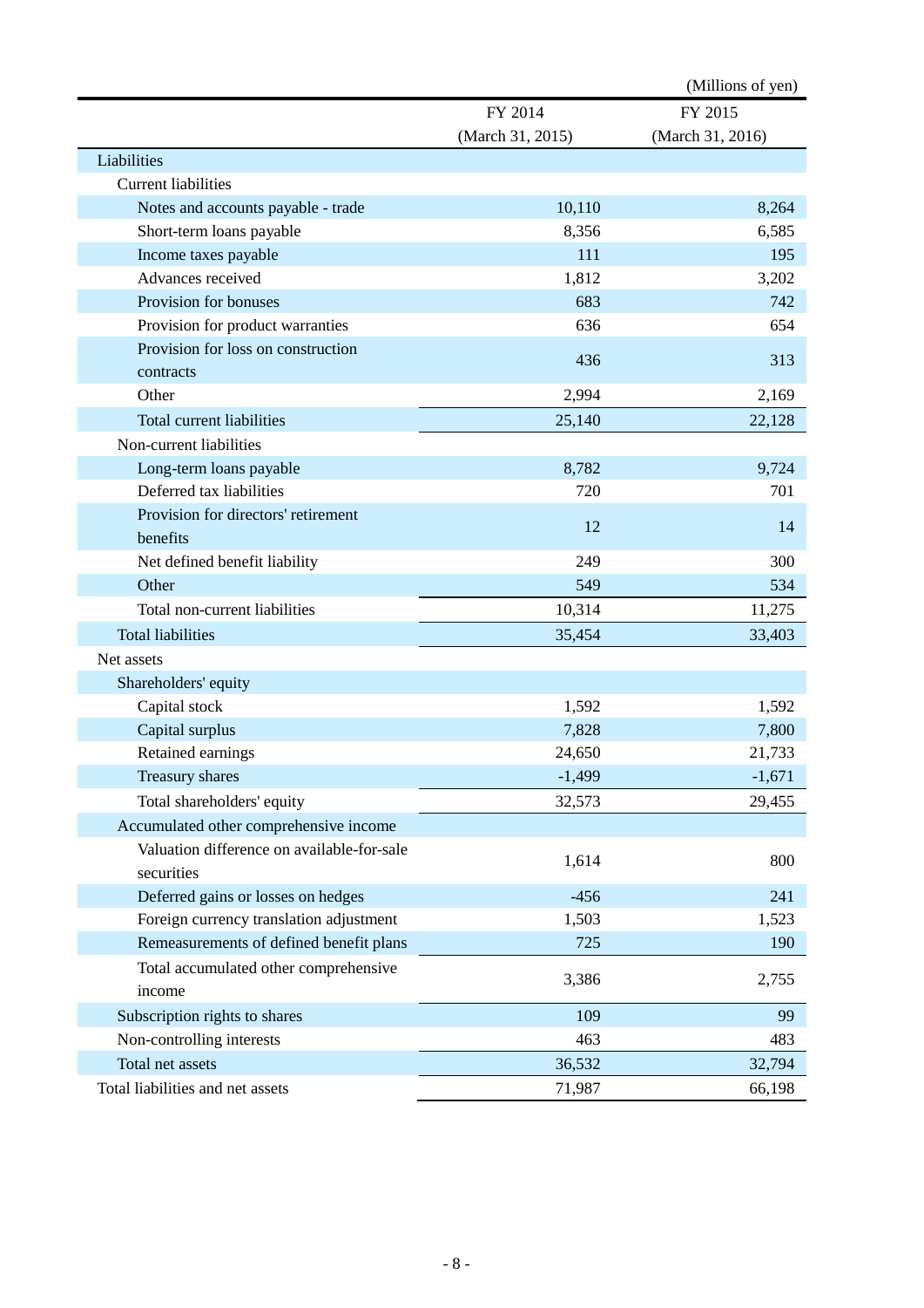(Millions of yen)

| | FY 2014 (March 31, 2015) | FY 2015 (March 31, 2016) |
|---|---|---|
| Liabilities | | |
| Current liabilities | | |
| Notes and accounts payable - trade | 10,110 | 8,264 |
| Short-term loans payable | 8,356 | 6,585 |
| Income taxes payable | 111 | 195 |
| Advances received | 1,812 | 3,202 |
| Provision for bonuses | 683 | 742 |
| Provision for product warranties | 636 | 654 |
| Provision for loss on construction contracts | 436 | 313 |
| Other | 2,994 | 2,169 |
| Total current liabilities | 25,140 | 22,128 |
| Non-current liabilities | | |
| Long-term loans payable | 8,782 | 9,724 |
| Deferred tax liabilities | 720 | 701 |
| Provision for directors' retirement benefits | 12 | 14 |
| Net defined benefit liability | 249 | 300 |
| Other | 549 | 534 |
| Total non-current liabilities | 10,314 | 11,275 |
| Total liabilities | 35,454 | 33,403 |
| Net assets | | |
| Shareholders' equity | | |
| Capital stock | 1,592 | 1,592 |
| Capital surplus | 7,828 | 7,800 |
| Retained earnings | 24,650 | 21,733 |
| Treasury shares | -1,499 | -1,671 |
| Total shareholders' equity | 32,573 | 29,455 |
| Accumulated other comprehensive income | | |
| Valuation difference on available-for-sale securities | 1,614 | 800 |
| Deferred gains or losses on hedges | -456 | 241 |
| Foreign currency translation adjustment | 1,503 | 1,523 |
| Remeasurements of defined benefit plans | 725 | 190 |
| Total accumulated other comprehensive income | 3,386 | 2,755 |
| Subscription rights to shares | 109 | 99 |
| Non-controlling interests | 463 | 483 |
| Total net assets | 36,532 | 32,794 |
| Total liabilities and net assets | 71,987 | 66,198 |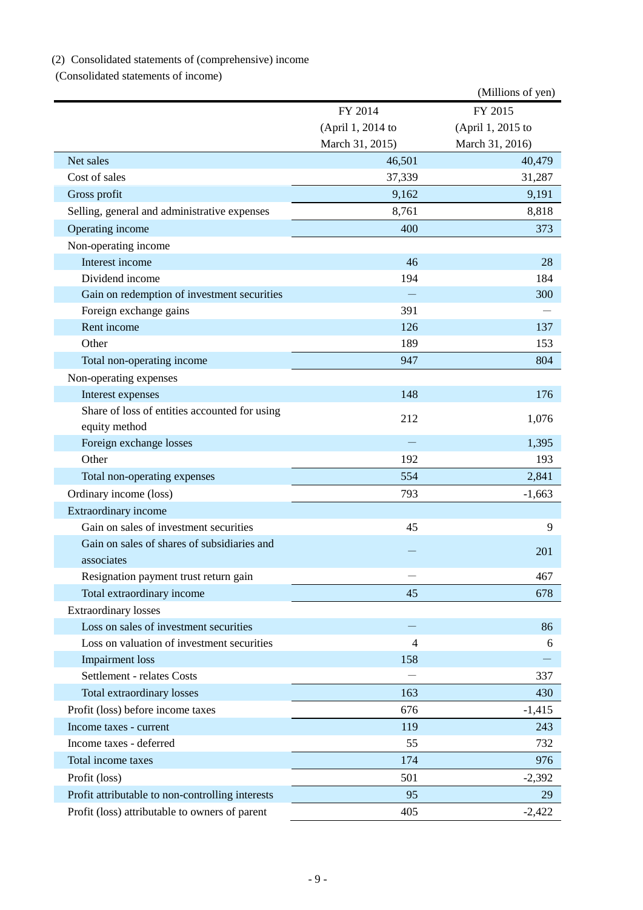(2) Consolidated statements of (comprehensive) income

(Consolidated statements of income)

(Millions of yen)

| | FY 2014 (April 1, 2014 to March 31, 2015) | FY 2015 (April 1, 2015 to March 31, 2016) |
|---|---|---|
| Net sales | 46,501 | 40,479 |
| Cost of sales | 37,339 | 31,287 |
| Gross profit | 9,162 | 9,191 |
| Selling, general and administrative expenses | 8,761 | 8,818 |
| Operating income | 400 | 373 |
| Non-operating income | | |
| Interest income | 46 | 28 |
| Dividend income | 194 | 184 |
| Gain on redemption of investment securities | — | 300 |
| Foreign exchange gains | 391 | — |
| Rent income | 126 | 137 |
| Other | 189 | 153 |
| Total non-operating income | 947 | 804 |
| Non-operating expenses | | |
| Interest expenses | 148 | 176 |
| Share of loss of entities accounted for using equity method | 212 | 1,076 |
| Foreign exchange losses | — | 1,395 |
| Other | 192 | 193 |
| Total non-operating expenses | 554 | 2,841 |
| Ordinary income (loss) | 793 | -1,663 |
| Extraordinary income | | |
| Gain on sales of investment securities | 45 | 9 |
| Gain on sales of shares of subsidiaries and associates | — | 201 |
| Resignation payment trust return gain | — | 467 |
| Total extraordinary income | 45 | 678 |
| Extraordinary losses | | |
| Loss on sales of investment securities | — | 86 |
| Loss on valuation of investment securities | 4 | 6 |
| Impairment loss | 158 | — |
| Settlement - relates Costs | — | 337 |
| Total extraordinary losses | 163 | 430 |
| Profit (loss) before income taxes | 676 | -1,415 |
| Income taxes - current | 119 | 243 |
| Income taxes - deferred | 55 | 732 |
| Total income taxes | 174 | 976 |
| Profit (loss) | 501 | -2,392 |
| Profit attributable to non-controlling interests | 95 | 29 |
| Profit (loss) attributable to owners of parent | 405 | -2,422 |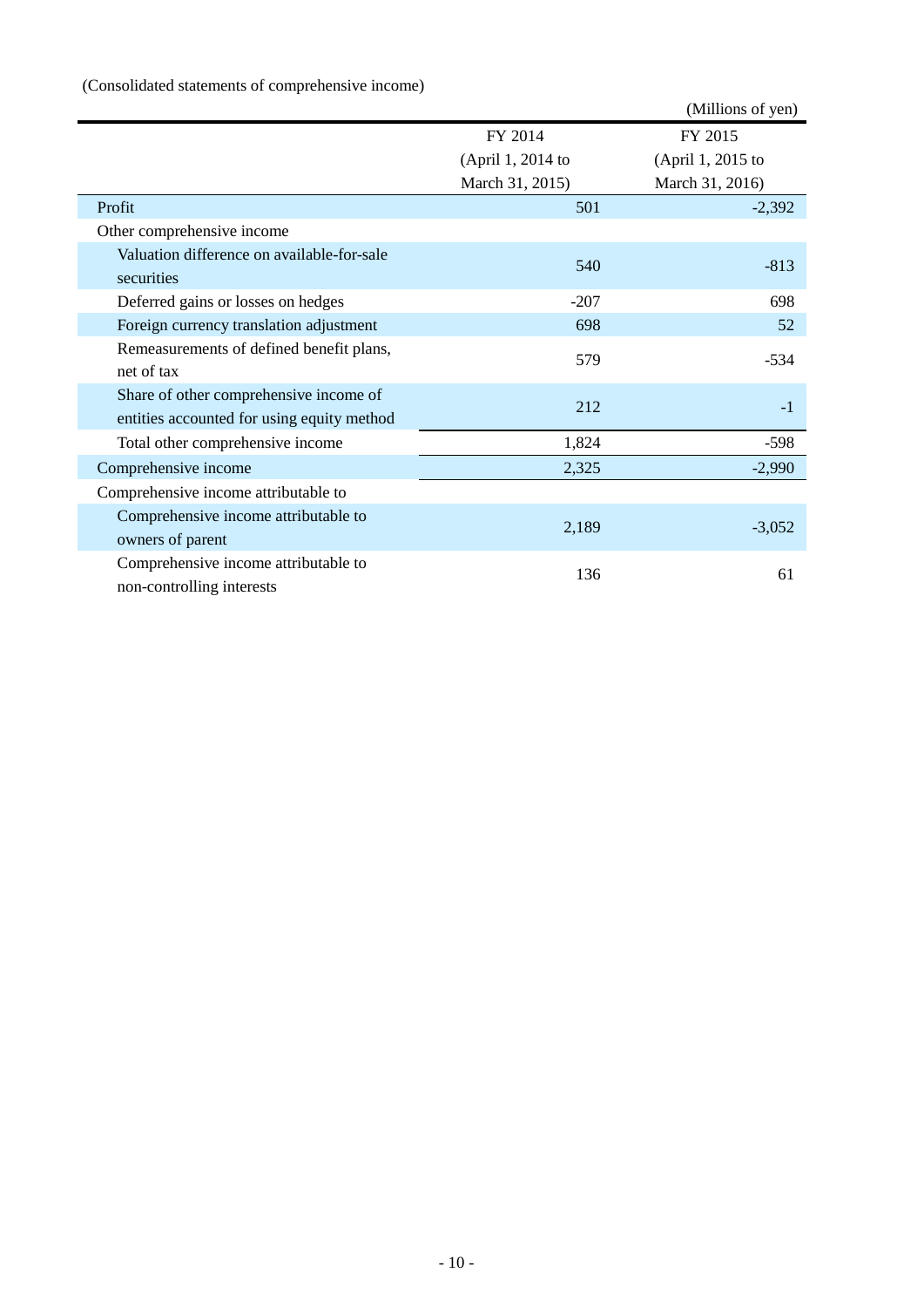(Consolidated statements of comprehensive income)

(Millions of yen)

| | FY 2014 (April 1, 2014 to March 31, 2015) | FY 2015 (April 1, 2015 to March 31, 2016) |
|---|---|---|
| Profit | 501 | -2,392 |
| Other comprehensive income | | |
| Valuation difference on available-for-sale securities | 540 | -813 |
| Deferred gains or losses on hedges | -207 | 698 |
| Foreign currency translation adjustment | 698 | 52 |
| Remeasurements of defined benefit plans, net of tax | 579 | -534 |
| Share of other comprehensive income of entities accounted for using equity method | 212 | -1 |
| Total other comprehensive income | 1,824 | -598 |
| Comprehensive income | 2,325 | -2,990 |
| Comprehensive income attributable to | | |
| Comprehensive income attributable to owners of parent | 2,189 | -3,052 |
| Comprehensive income attributable to non-controlling interests | 136 | 61 |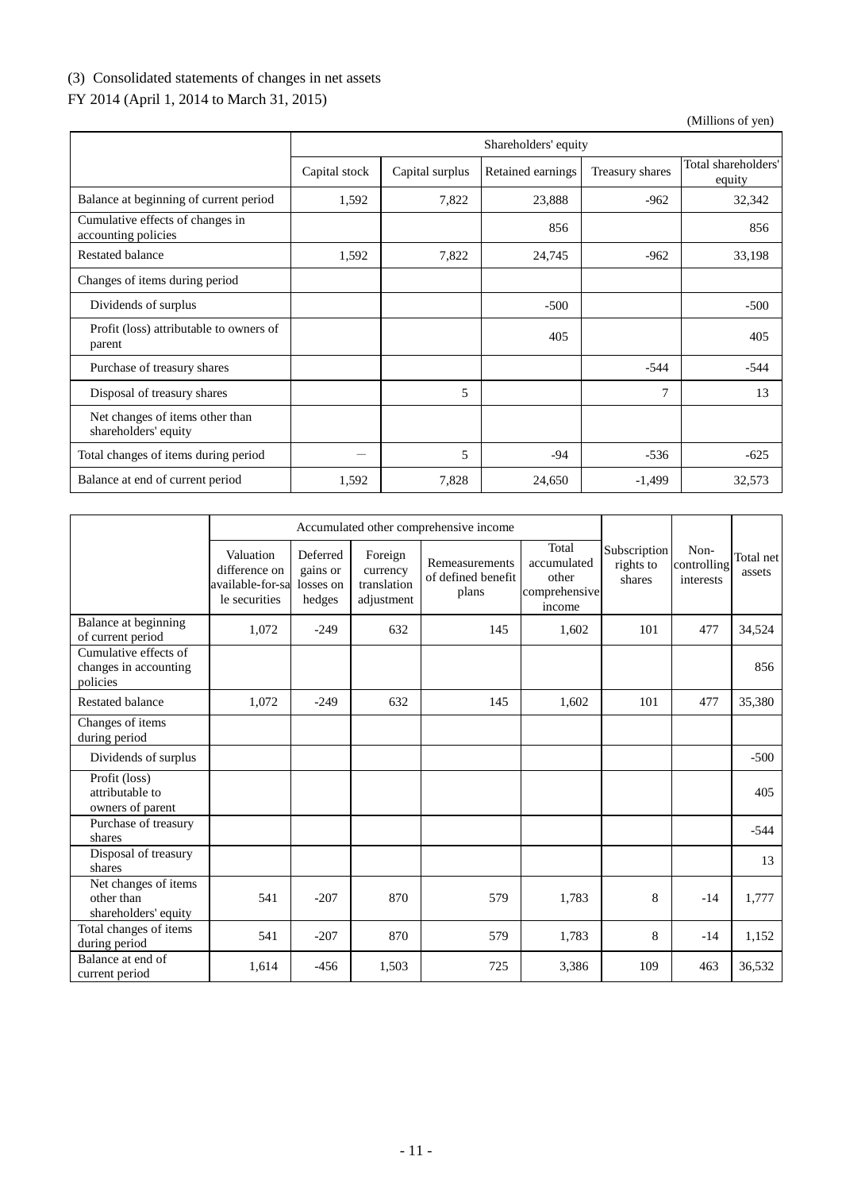(3) Consolidated statements of changes in net assets

FY 2014 (April 1, 2014 to March 31, 2015)

(Millions of yen)

| | Shareholders' equity | | | | |
|---|---|---|---|---|---|
| | Capital stock | Capital surplus | Retained earnings | Treasury shares | Total shareholders' equity |
| Balance at beginning of current period | 1,592 | 7,822 | 23,888 | -962 | 32,342 |
| Cumulative effects of changes in accounting policies | | | 856 | | 856 |
| Restated balance | 1,592 | 7,822 | 24,745 | -962 | 33,198 |
| Changes of items during period | | | | | |
| Dividends of surplus | | | -500 | | -500 |
| Profit (loss) attributable to owners of parent | | | 405 | | 405 |
| Purchase of treasury shares | | | | -544 | -544 |
| Disposal of treasury shares | | 5 | | 7 | 13 |
| Net changes of items other than shareholders' equity | | | | | |
| Total changes of items during period | — | 5 | -94 | -536 | -625 |
| Balance at end of current period | 1,592 | 7,828 | 24,650 | -1,499 | 32,573 |

| | Accumulated other comprehensive income | | | | | Subscription rights to shares | Non-controlling interests | Total net assets |
|---|---|---|---|---|---|---|---|---|
| | Valuation difference on available-for-sale securities | Deferred gains or losses on hedges | Foreign currency translation adjustment | Remeasurements of defined benefit plans | Total accumulated other comprehensive income | | | |
| Balance at beginning of current period | 1,072 | -249 | 632 | 145 | 1,602 | 101 | 477 | 34,524 |
| Cumulative effects of changes in accounting policies | | | | | | | | 856 |
| Restated balance | 1,072 | -249 | 632 | 145 | 1,602 | 101 | 477 | 35,380 |
| Changes of items during period | | | | | | | | |
| Dividends of surplus | | | | | | | | -500 |
| Profit (loss) attributable to owners of parent | | | | | | | | 405 |
| Purchase of treasury shares | | | | | | | | -544 |
| Disposal of treasury shares | | | | | | | | 13 |
| Net changes of items other than shareholders' equity | 541 | -207 | 870 | 579 | 1,783 | 8 | -14 | 1,777 |
| Total changes of items during period | 541 | -207 | 870 | 579 | 1,783 | 8 | -14 | 1,152 |
| Balance at end of current period | 1,614 | -456 | 1,503 | 725 | 3,386 | 109 | 463 | 36,532 |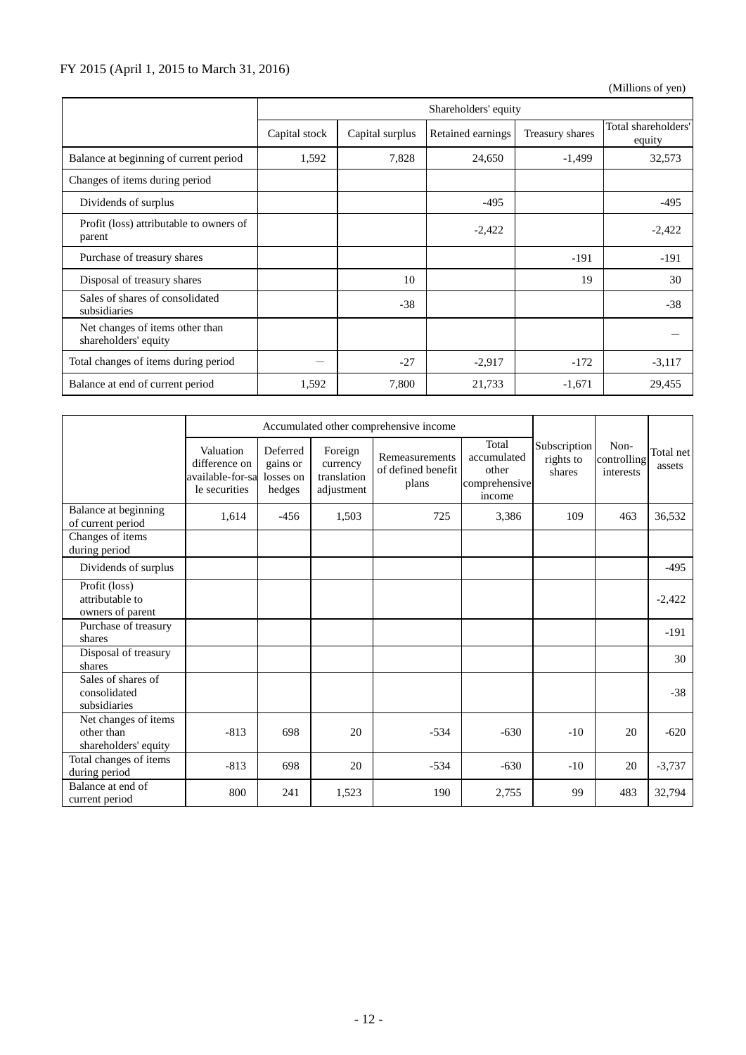FY 2015 (April 1, 2015 to March 31, 2016)

(Millions of yen)

| | Shareholders' equity | | | | |
|---|---|---|---|---|---|
| | Capital stock | Capital surplus | Retained earnings | Treasury shares | Total shareholders' equity |
| Balance at beginning of current period | 1,592 | 7,828 | 24,650 | -1,499 | 32,573 |
| Changes of items during period | | | | | |
| Dividends of surplus | | | -495 | | -495 |
| Profit (loss) attributable to owners of parent | | | -2,422 | | -2,422 |
| Purchase of treasury shares | | | | -191 | -191 |
| Disposal of treasury shares | | 10 | | 19 | 30 |
| Sales of shares of consolidated subsidiaries | | -38 | | | -38 |
| Net changes of items other than shareholders' equity | | | | | － |
| Total changes of items during period | － | -27 | -2,917 | -172 | -3,117 |
| Balance at end of current period | 1,592 | 7,800 | 21,733 | -1,671 | 29,455 |

| | Accumulated other comprehensive income | | | | | Subscription rights to shares | Non-controlling interests | Total net assets |
|---|---|---|---|---|---|---|---|---|
| | Valuation difference on available-for-sale securities | Deferred gains or losses on hedges | Foreign currency translation adjustment | Remeasurements of defined benefit plans | Total accumulated other comprehensive income | | | |
| Balance at beginning of current period | 1,614 | -456 | 1,503 | 725 | 3,386 | 109 | 463 | 36,532 |
| Changes of items during period | | | | | | | | |
| Dividends of surplus | | | | | | | | -495 |
| Profit (loss) attributable to owners of parent | | | | | | | | -2,422 |
| Purchase of treasury shares | | | | | | | | -191 |
| Disposal of treasury shares | | | | | | | | 30 |
| Sales of shares of consolidated subsidiaries | | | | | | | | -38 |
| Net changes of items other than shareholders' equity | -813 | 698 | 20 | -534 | -630 | -10 | 20 | -620 |
| Total changes of items during period | -813 | 698 | 20 | -534 | -630 | -10 | 20 | -3,737 |
| Balance at end of current period | 800 | 241 | 1,523 | 190 | 2,755 | 99 | 483 | 32,794 |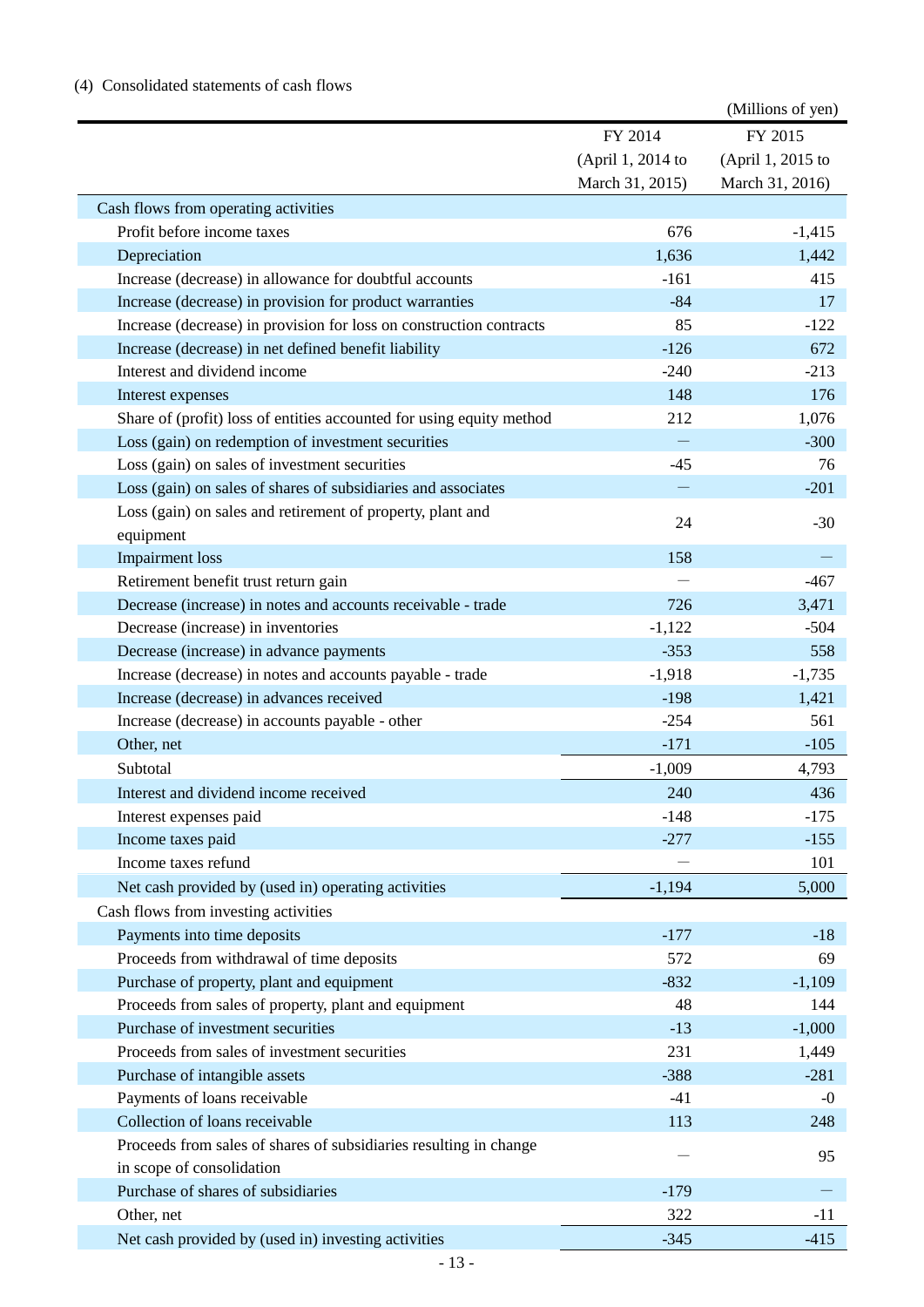(4) Consolidated statements of cash flows

(Millions of yen)

| | FY 2014 (April 1, 2014 to March 31, 2015) | FY 2015 (April 1, 2015 to March 31, 2016) |
|---|---|---|
| Cash flows from operating activities | | |
| Profit before income taxes | 676 | -1,415 |
| Depreciation | 1,636 | 1,442 |
| Increase (decrease) in allowance for doubtful accounts | -161 | 415 |
| Increase (decrease) in provision for product warranties | -84 | 17 |
| Increase (decrease) in provision for loss on construction contracts | 85 | -122 |
| Increase (decrease) in net defined benefit liability | -126 | 672 |
| Interest and dividend income | -240 | -213 |
| Interest expenses | 148 | 176 |
| Share of (profit) loss of entities accounted for using equity method | 212 | 1,076 |
| Loss (gain) on redemption of investment securities | — | -300 |
| Loss (gain) on sales of investment securities | -45 | 76 |
| Loss (gain) on sales of shares of subsidiaries and associates | — | -201 |
| Loss (gain) on sales and retirement of property, plant and equipment | 24 | -30 |
| Impairment loss | 158 | — |
| Retirement benefit trust return gain | — | -467 |
| Decrease (increase) in notes and accounts receivable - trade | 726 | 3,471 |
| Decrease (increase) in inventories | -1,122 | -504 |
| Decrease (increase) in advance payments | -353 | 558 |
| Increase (decrease) in notes and accounts payable - trade | -1,918 | -1,735 |
| Increase (decrease) in advances received | -198 | 1,421 |
| Increase (decrease) in accounts payable - other | -254 | 561 |
| Other, net | -171 | -105 |
| Subtotal | -1,009 | 4,793 |
| Interest and dividend income received | 240 | 436 |
| Interest expenses paid | -148 | -175 |
| Income taxes paid | -277 | -155 |
| Income taxes refund | — | 101 |
| Net cash provided by (used in) operating activities | -1,194 | 5,000 |
| Cash flows from investing activities | | |
| Payments into time deposits | -177 | -18 |
| Proceeds from withdrawal of time deposits | 572 | 69 |
| Purchase of property, plant and equipment | -832 | -1,109 |
| Proceeds from sales of property, plant and equipment | 48 | 144 |
| Purchase of investment securities | -13 | -1,000 |
| Proceeds from sales of investment securities | 231 | 1,449 |
| Purchase of intangible assets | -388 | -281 |
| Payments of loans receivable | -41 | -0 |
| Collection of loans receivable | 113 | 248 |
| Proceeds from sales of shares of subsidiaries resulting in change in scope of consolidation | — | 95 |
| Purchase of shares of subsidiaries | -179 | — |
| Other, net | 322 | -11 |
| Net cash provided by (used in) investing activities | -345 | -415 |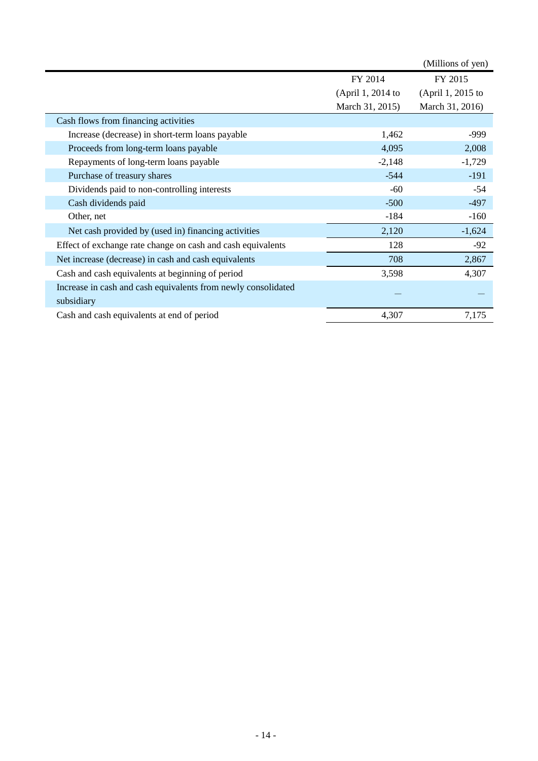(Millions of yen)

| | FY 2014 (April 1, 2014 to March 31, 2015) | FY 2015 (April 1, 2015 to March 31, 2016) |
|---|---|---|
| Cash flows from financing activities | | |
| Increase (decrease) in short-term loans payable | 1,462 | -999 |
| Proceeds from long-term loans payable | 4,095 | 2,008 |
| Repayments of long-term loans payable | -2,148 | -1,729 |
| Purchase of treasury shares | -544 | -191 |
| Dividends paid to non-controlling interests | -60 | -54 |
| Cash dividends paid | -500 | -497 |
| Other, net | -184 | -160 |
| Net cash provided by (used in) financing activities | 2,120 | -1,624 |
| Effect of exchange rate change on cash and cash equivalents | 128 | -92 |
| Net increase (decrease) in cash and cash equivalents | 708 | 2,867 |
| Cash and cash equivalents at beginning of period | 3,598 | 4,307 |
| Increase in cash and cash equivalents from newly consolidated subsidiary | — | — |
| Cash and cash equivalents at end of period | 4,307 | 7,175 |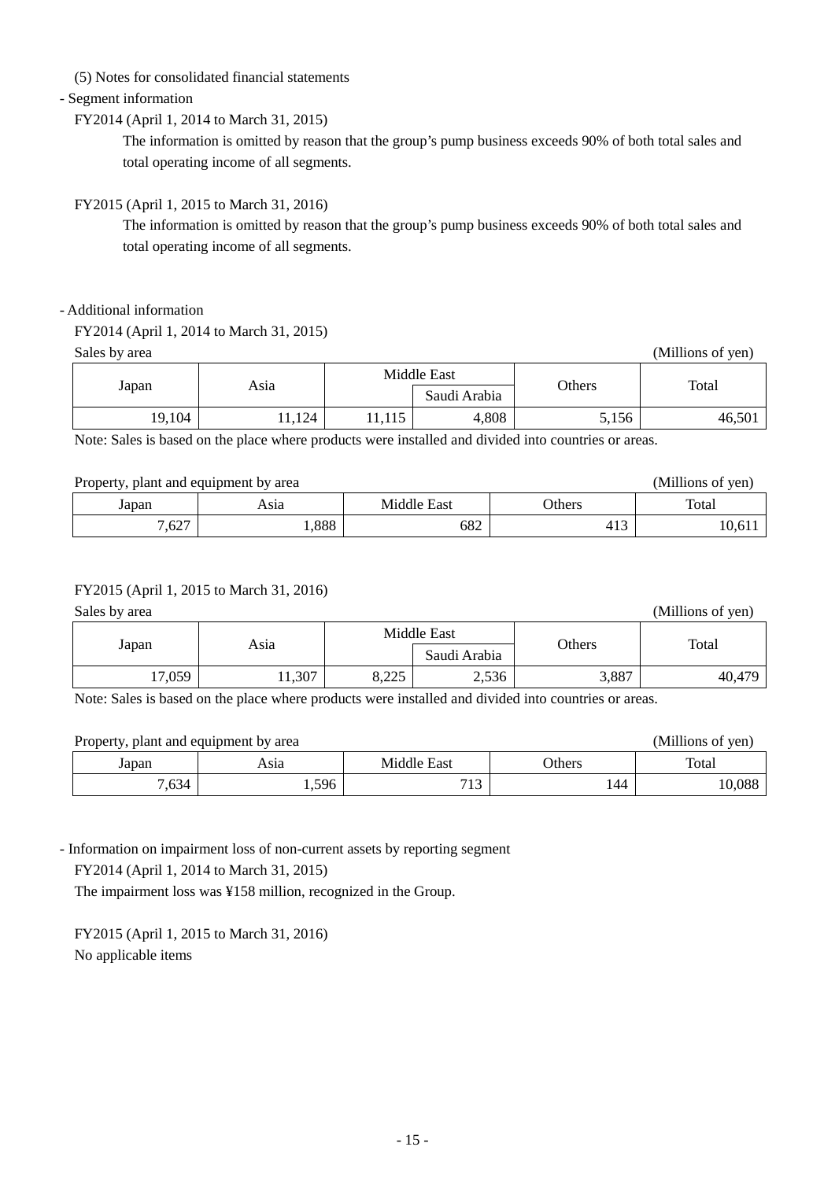(5) Notes for consolidated financial statements

- Segment information

FY2014 (April 1, 2014 to March 31, 2015)

The information is omitted by reason that the group's pump business exceeds 90% of both total sales and total operating income of all segments.

FY2015 (April 1, 2015 to March 31, 2016)

The information is omitted by reason that the group's pump business exceeds 90% of both total sales and total operating income of all segments.

- Additional information

FY2014 (April 1, 2014 to March 31, 2015)

Sales by area (Millions of yen)

| Japan | Asia | Middle East | | Others | Total |
|---|---|---|---|---|---|
| | | | Saudi Arabia | | |
| 19,104 | 11,124 | 11,115 | 4,808 | 5,156 | 46,501 |

Note: Sales is based on the place where products were installed and divided into countries or areas.

Property, plant and equipment by area (Millions of yen)

| Japan | Asia | Middle East | Others | Total |
|---|---|---|---|---|
| 7,627 | 1,888 | 682 | 413 | 10,611 |

FY2015 (April 1, 2015 to March 31, 2016)

Sales by area (Millions of yen)

| Japan | Asia | Middle East | | Others | Total |
|---|---|---|---|---|---|
| | | | Saudi Arabia | | |
| 17,059 | 11,307 | 8,225 | 2,536 | 3,887 | 40,479 |

Note: Sales is based on the place where products were installed and divided into countries or areas.

Property, plant and equipment by area (Millions of yen)

| Japan | Asia | Middle East | Others | Total |
|---|---|---|---|---|
| 7,634 | 1,596 | 713 | 144 | 10,088 |

- Information on impairment loss of non-current assets by reporting segment

FY2014 (April 1, 2014 to March 31, 2015)

The impairment loss was ¥158 million, recognized in the Group.

FY2015 (April 1, 2015 to March 31, 2016)

No applicable items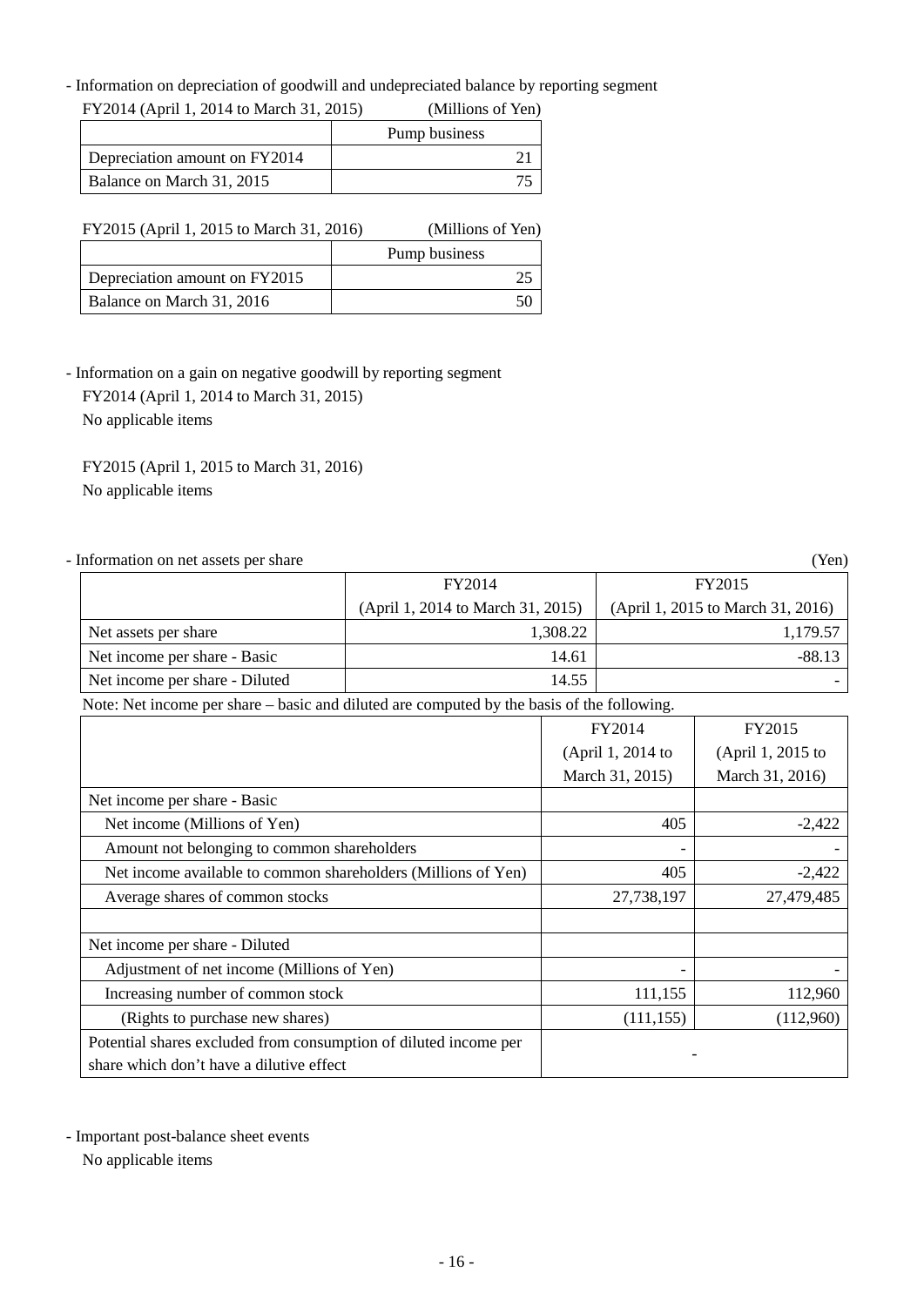- Information on depreciation of goodwill and undepreciated balance by reporting segment

FY2014 (April 1, 2014 to March 31, 2015) (Millions of Yen)

| | Pump business |
|---|---|
| Depreciation amount on FY2014 | 21 |
| Balance on March 31, 2015 | 75 |

FY2015 (April 1, 2015 to March 31, 2016) (Millions of Yen)

| | Pump business |
|---|---|
| Depreciation amount on FY2015 | 25 |
| Balance on March 31, 2016 | 50 |

- Information on a gain on negative goodwill by reporting segment

FY2014 (April 1, 2014 to March 31, 2015)

No applicable items

FY2015 (April 1, 2015 to March 31, 2016)

No applicable items

- Information on net assets per share (Yen)

| | FY2014 (April 1, 2014 to March 31, 2015) | FY2015 (April 1, 2015 to March 31, 2016) |
|---|---|---|
| Net assets per share | 1,308.22 | 1,179.57 |
| Net income per share - Basic | 14.61 | -88.13 |
| Net income per share - Diluted | 14.55 | - |

Note: Net income per share – basic and diluted are computed by the basis of the following.

| | FY2014 (April 1, 2014 to March 31, 2015) | FY2015 (April 1, 2015 to March 31, 2016) |
|---|---|---|
| Net income per share - Basic | | |
| Net income (Millions of Yen) | 405 | -2,422 |
| Amount not belonging to common shareholders | - | - |
| Net income available to common shareholders (Millions of Yen) | 405 | -2,422 |
| Average shares of common stocks | 27,738,197 | 27,479,485 |
| | | |
| Net income per share - Diluted | | |
| Adjustment of net income (Millions of Yen) | - | - |
| Increasing number of common stock | 111,155 | 112,960 |
| (Rights to purchase new shares) | (111,155) | (112,960) |
| Potential shares excluded from consumption of diluted income per share which don't have a dilutive effect | - | |

- Important post-balance sheet events

No applicable items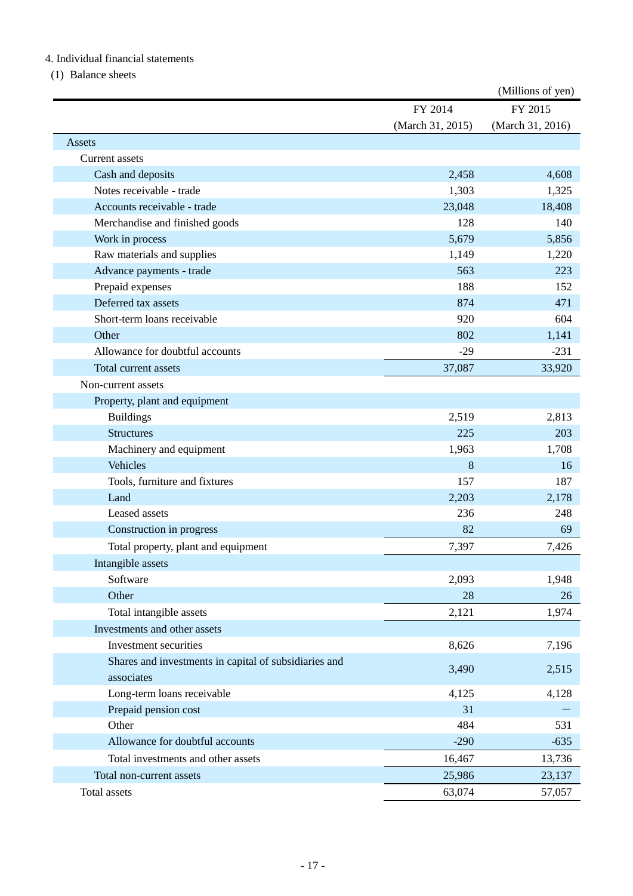4. Individual financial statements

(1) Balance sheets

(Millions of yen)

| | FY 2014 (March 31, 2015) | FY 2015 (March 31, 2016) |
|---|---|---|
| Assets | | |
| Current assets | | |
| Cash and deposits | 2,458 | 4,608 |
| Notes receivable - trade | 1,303 | 1,325 |
| Accounts receivable - trade | 23,048 | 18,408 |
| Merchandise and finished goods | 128 | 140 |
| Work in process | 5,679 | 5,856 |
| Raw materials and supplies | 1,149 | 1,220 |
| Advance payments - trade | 563 | 223 |
| Prepaid expenses | 188 | 152 |
| Deferred tax assets | 874 | 471 |
| Short-term loans receivable | 920 | 604 |
| Other | 802 | 1,141 |
| Allowance for doubtful accounts | -29 | -231 |
| Total current assets | 37,087 | 33,920 |
| Non-current assets | | |
| Property, plant and equipment | | |
| Buildings | 2,519 | 2,813 |
| Structures | 225 | 203 |
| Machinery and equipment | 1,963 | 1,708 |
| Vehicles | 8 | 16 |
| Tools, furniture and fixtures | 157 | 187 |
| Land | 2,203 | 2,178 |
| Leased assets | 236 | 248 |
| Construction in progress | 82 | 69 |
| Total property, plant and equipment | 7,397 | 7,426 |
| Intangible assets | | |
| Software | 2,093 | 1,948 |
| Other | 28 | 26 |
| Total intangible assets | 2,121 | 1,974 |
| Investments and other assets | | |
| Investment securities | 8,626 | 7,196 |
| Shares and investments in capital of subsidiaries and associates | 3,490 | 2,515 |
| Long-term loans receivable | 4,125 | 4,128 |
| Prepaid pension cost | 31 | — |
| Other | 484 | 531 |
| Allowance for doubtful accounts | -290 | -635 |
| Total investments and other assets | 16,467 | 13,736 |
| Total non-current assets | 25,986 | 23,137 |
| Total assets | 63,074 | 57,057 |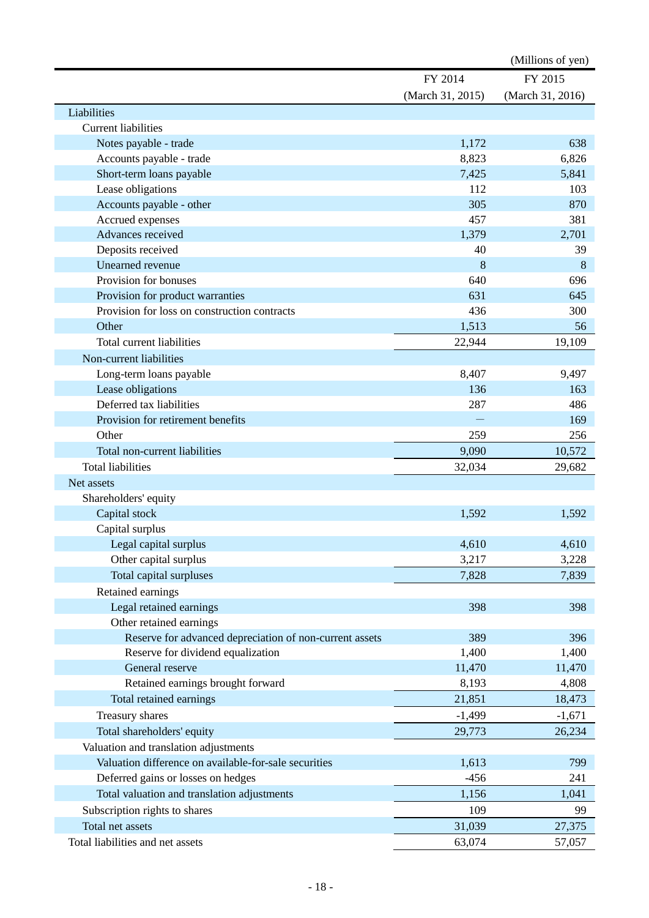(Millions of yen)

| | FY 2014<br>(March 31, 2015) | FY 2015<br>(March 31, 2016) |
|---|---|---|
| Liabilities | | |
| Current liabilities | | |
| Notes payable - trade | 1,172 | 638 |
| Accounts payable - trade | 8,823 | 6,826 |
| Short-term loans payable | 7,425 | 5,841 |
| Lease obligations | 112 | 103 |
| Accounts payable - other | 305 | 870 |
| Accrued expenses | 457 | 381 |
| Advances received | 1,379 | 2,701 |
| Deposits received | 40 | 39 |
| Unearned revenue | 8 | 8 |
| Provision for bonuses | 640 | 696 |
| Provision for product warranties | 631 | 645 |
| Provision for loss on construction contracts | 436 | 300 |
| Other | 1,513 | 56 |
| Total current liabilities | 22,944 | 19,109 |
| Non-current liabilities | | |
| Long-term loans payable | 8,407 | 9,497 |
| Lease obligations | 136 | 163 |
| Deferred tax liabilities | 287 | 486 |
| Provision for retirement benefits | — | 169 |
| Other | 259 | 256 |
| Total non-current liabilities | 9,090 | 10,572 |
| Total liabilities | 32,034 | 29,682 |
| Net assets | | |
| Shareholders' equity | | |
| Capital stock | 1,592 | 1,592 |
| Capital surplus | | |
| Legal capital surplus | 4,610 | 4,610 |
| Other capital surplus | 3,217 | 3,228 |
| Total capital surpluses | 7,828 | 7,839 |
| Retained earnings | | |
| Legal retained earnings | 398 | 398 |
| Other retained earnings | | |
| Reserve for advanced depreciation of non-current assets | 389 | 396 |
| Reserve for dividend equalization | 1,400 | 1,400 |
| General reserve | 11,470 | 11,470 |
| Retained earnings brought forward | 8,193 | 4,808 |
| Total retained earnings | 21,851 | 18,473 |
| Treasury shares | -1,499 | -1,671 |
| Total shareholders' equity | 29,773 | 26,234 |
| Valuation and translation adjustments | | |
| Valuation difference on available-for-sale securities | 1,613 | 799 |
| Deferred gains or losses on hedges | -456 | 241 |
| Total valuation and translation adjustments | 1,156 | 1,041 |
| Subscription rights to shares | 109 | 99 |
| Total net assets | 31,039 | 27,375 |
| Total liabilities and net assets | 63,074 | 57,057 |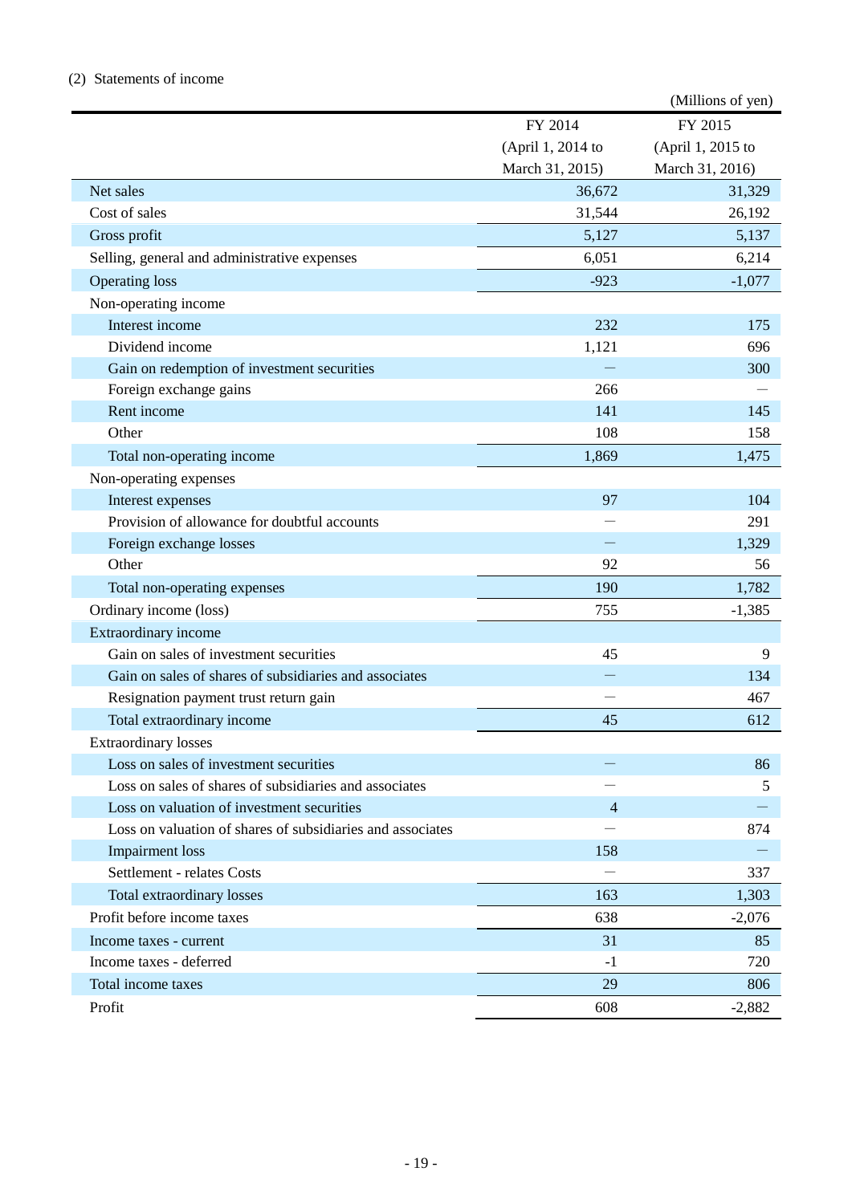(2) Statements of income

(Millions of yen)

| | FY 2014 (April 1, 2014 to March 31, 2015) | FY 2015 (April 1, 2015 to March 31, 2016) |
|---|---|---|
| Net sales | 36,672 | 31,329 |
| Cost of sales | 31,544 | 26,192 |
| Gross profit | 5,127 | 5,137 |
| Selling, general and administrative expenses | 6,051 | 6,214 |
| Operating loss | -923 | -1,077 |
| Non-operating income | | |
| Interest income | 232 | 175 |
| Dividend income | 1,121 | 696 |
| Gain on redemption of investment securities | — | 300 |
| Foreign exchange gains | 266 | — |
| Rent income | 141 | 145 |
| Other | 108 | 158 |
| Total non-operating income | 1,869 | 1,475 |
| Non-operating expenses | | |
| Interest expenses | 97 | 104 |
| Provision of allowance for doubtful accounts | — | 291 |
| Foreign exchange losses | — | 1,329 |
| Other | 92 | 56 |
| Total non-operating expenses | 190 | 1,782 |
| Ordinary income (loss) | 755 | -1,385 |
| Extraordinary income | | |
| Gain on sales of investment securities | 45 | 9 |
| Gain on sales of shares of subsidiaries and associates | — | 134 |
| Resignation payment trust return gain | — | 467 |
| Total extraordinary income | 45 | 612 |
| Extraordinary losses | | |
| Loss on sales of investment securities | — | 86 |
| Loss on sales of shares of subsidiaries and associates | — | 5 |
| Loss on valuation of investment securities | 4 | — |
| Loss on valuation of shares of subsidiaries and associates | — | 874 |
| Impairment loss | 158 | — |
| Settlement - relates Costs | — | 337 |
| Total extraordinary losses | 163 | 1,303 |
| Profit before income taxes | 638 | -2,076 |
| Income taxes - current | 31 | 85 |
| Income taxes - deferred | -1 | 720 |
| Total income taxes | 29 | 806 |
| Profit | 608 | -2,882 |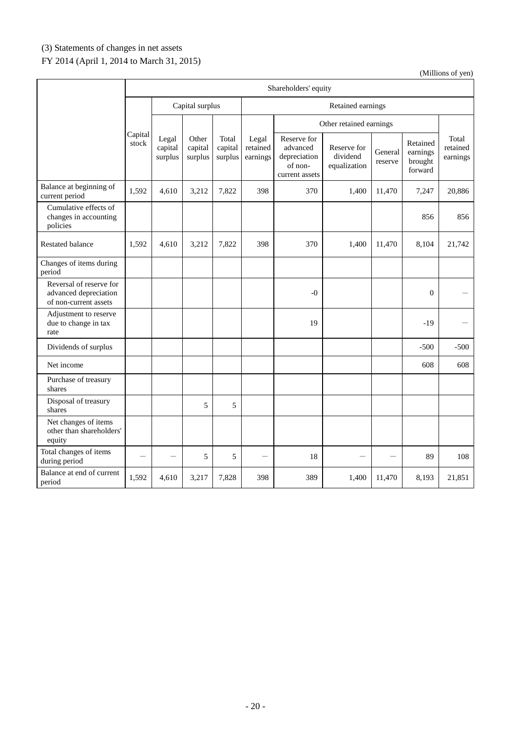(3) Statements of changes in net assets

FY 2014 (April 1, 2014 to March 31, 2015)

(Millions of yen)

| | Shareholders' equity | | | | | | | | | |
|---|---|---|---|---|---|---|---|---|---|---|
| | | Capital surplus | | | Retained earnings | | | | | |
| | | | | | | Other retained earnings | | | | |
| | Capital stock | Legal capital surplus | Other capital surplus | Total capital surplus | Legal retained earnings | Reserve for advanced depreciation of non-current assets | Reserve for dividend equalization | General reserve | Retained earnings brought forward | Total retained earnings |
| Balance at beginning of current period | 1,592 | 4,610 | 3,212 | 7,822 | 398 | 370 | 1,400 | 11,470 | 7,247 | 20,886 |
| Cumulative effects of changes in accounting policies | | | | | | | | | 856 | 856 |
| Restated balance | 1,592 | 4,610 | 3,212 | 7,822 | 398 | 370 | 1,400 | 11,470 | 8,104 | 21,742 |
| Changes of items during period | | | | | | | | | | |
| Reversal of reserve for advanced depreciation of non-current assets | | | | | | -0 | | | 0 | — |
| Adjustment to reserve due to change in tax rate | | | | | | 19 | | | -19 | — |
| Dividends of surplus | | | | | | | | | -500 | -500 |
| Net income | | | | | | | | | 608 | 608 |
| Purchase of treasury shares | | | | | | | | | | |
| Disposal of treasury shares | | | 5 | 5 | | | | | | |
| Net changes of items other than shareholders' equity | | | | | | | | | | |
| Total changes of items during period | — | — | 5 | 5 | — | 18 | — | — | 89 | 108 |
| Balance at end of current period | 1,592 | 4,610 | 3,217 | 7,828 | 398 | 389 | 1,400 | 11,470 | 8,193 | 21,851 |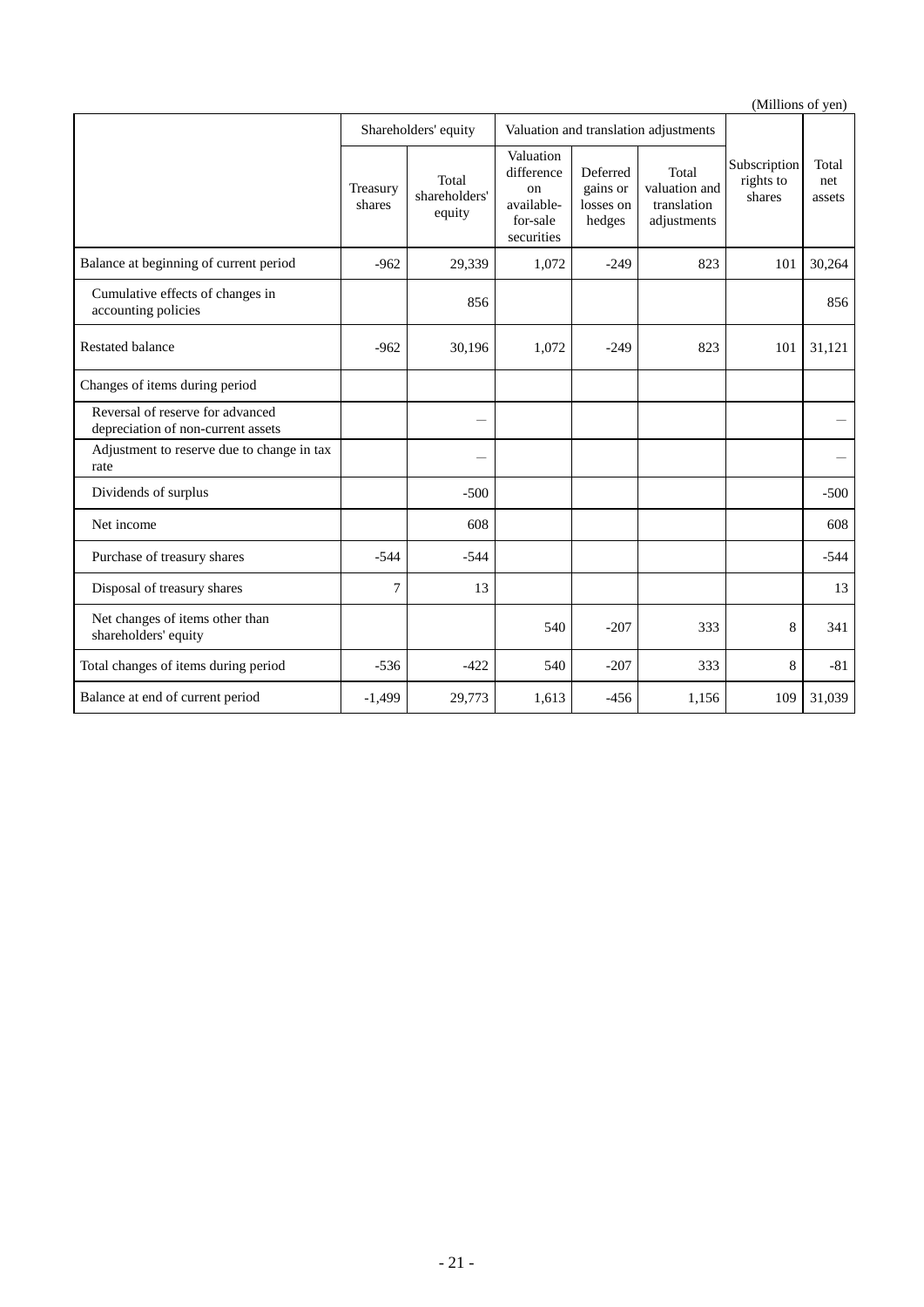(Millions of yen)

| | Shareholders' equity | | Valuation and translation adjustments | | | Subscription rights to shares | Total net assets |
|---|---|---|---|---|---|---|---|
| | Treasury shares | Total shareholders' equity | Valuation difference on available-for-sale securities | Deferred gains or losses on hedges | Total valuation and translation adjustments | | |
| Balance at beginning of current period | -962 | 29,339 | 1,072 | -249 | 823 | 101 | 30,264 |
| Cumulative effects of changes in accounting policies | | 856 | | | | | 856 |
| Restated balance | -962 | 30,196 | 1,072 | -249 | 823 | 101 | 31,121 |
| Changes of items during period | | | | | | | |
| Reversal of reserve for advanced depreciation of non-current assets | | — | | | | | — |
| Adjustment to reserve due to change in tax rate | | — | | | | | — |
| Dividends of surplus | | -500 | | | | | -500 |
| Net income | | 608 | | | | | 608 |
| Purchase of treasury shares | -544 | -544 | | | | | -544 |
| Disposal of treasury shares | 7 | 13 | | | | | 13 |
| Net changes of items other than shareholders' equity | | | 540 | -207 | 333 | 8 | 341 |
| Total changes of items during period | -536 | -422 | 540 | -207 | 333 | 8 | -81 |
| Balance at end of current period | -1,499 | 29,773 | 1,613 | -456 | 1,156 | 109 | 31,039 |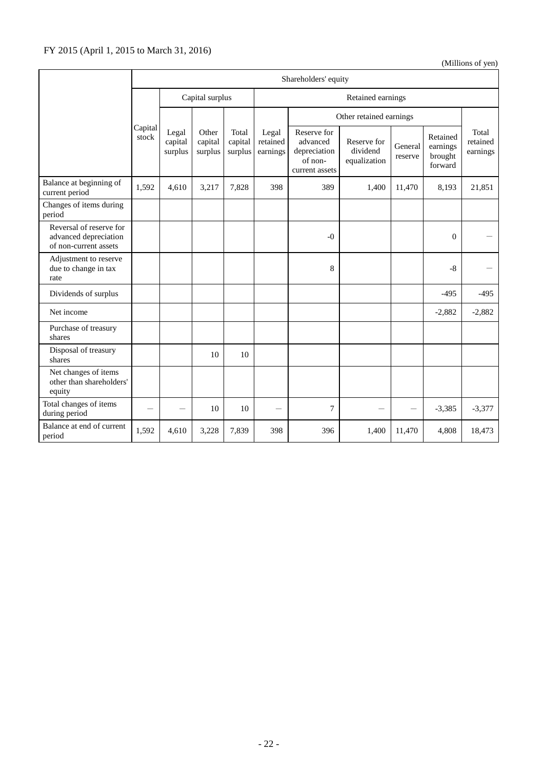FY 2015 (April 1, 2015 to March 31, 2016)

(Millions of yen)

| | Shareholders' equity | | | | | | | | | |
|---|---|---|---|---|---|---|---|---|---|---|
| | Capital stock | Capital surplus | | | Retained earnings | | | | | |
| | | | | | | Other retained earnings | | | | |
| | | Legal capital surplus | Other capital surplus | Total capital surplus | Legal retained earnings | Reserve for advanced depreciation of non-current assets | Reserve for dividend equalization | General reserve | Retained earnings brought forward | Total retained earnings |
| Balance at beginning of current period | 1,592 | 4,610 | 3,217 | 7,828 | 398 | 389 | 1,400 | 11,470 | 8,193 | 21,851 |
| Changes of items during period | | | | | | | | | | |
| Reversal of reserve for advanced depreciation of non-current assets | | | | | | -0 | | | 0 | — |
| Adjustment to reserve due to change in tax rate | | | | | | 8 | | | -8 | — |
| Dividends of surplus | | | | | | | | | -495 | -495 |
| Net income | | | | | | | | | -2,882 | -2,882 |
| Purchase of treasury shares | | | | | | | | | | |
| Disposal of treasury shares | | | 10 | 10 | | | | | | |
| Net changes of items other than shareholders' equity | | | | | | | | | | |
| Total changes of items during period | — | — | 10 | 10 | — | 7 | — | — | -3,385 | -3,377 |
| Balance at end of current period | 1,592 | 4,610 | 3,228 | 7,839 | 398 | 396 | 1,400 | 11,470 | 4,808 | 18,473 |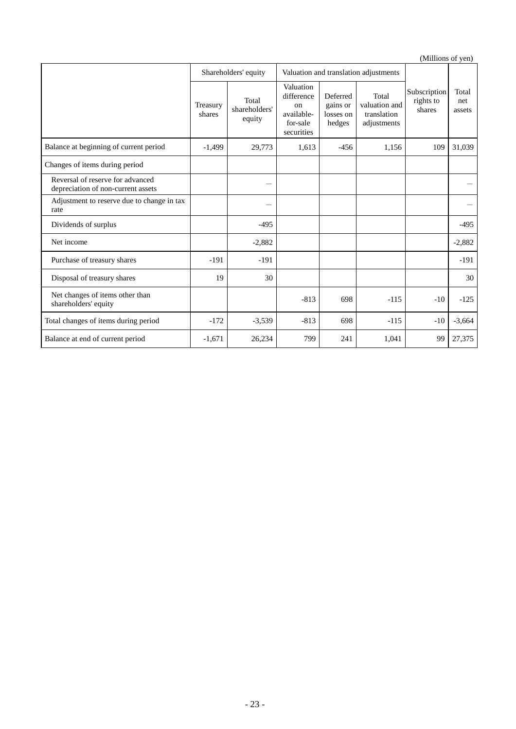(Millions of yen)

| | Shareholders' equity | | Valuation and translation adjustments | | | | |
|---|---|---|---|---|---|---|---|
| | Treasury shares | Total shareholders' equity | Valuation difference on available-for-sale securities | Deferred gains or losses on hedges | Total valuation and translation adjustments | Subscription rights to shares | Total net assets |
| Balance at beginning of current period | -1,499 | 29,773 | 1,613 | -456 | 1,156 | 109 | 31,039 |
| Changes of items during period | | | | | | | |
| Reversal of reserve for advanced depreciation of non-current assets | | — | | | | | — |
| Adjustment to reserve due to change in tax rate | | — | | | | | — |
| Dividends of surplus | | -495 | | | | | -495 |
| Net income | | -2,882 | | | | | -2,882 |
| Purchase of treasury shares | -191 | -191 | | | | | -191 |
| Disposal of treasury shares | 19 | 30 | | | | | 30 |
| Net changes of items other than shareholders' equity | | | -813 | 698 | -115 | -10 | -125 |
| Total changes of items during period | -172 | -3,539 | -813 | 698 | -115 | -10 | -3,664 |
| Balance at end of current period | -1,671 | 26,234 | 799 | 241 | 1,041 | 99 | 27,375 |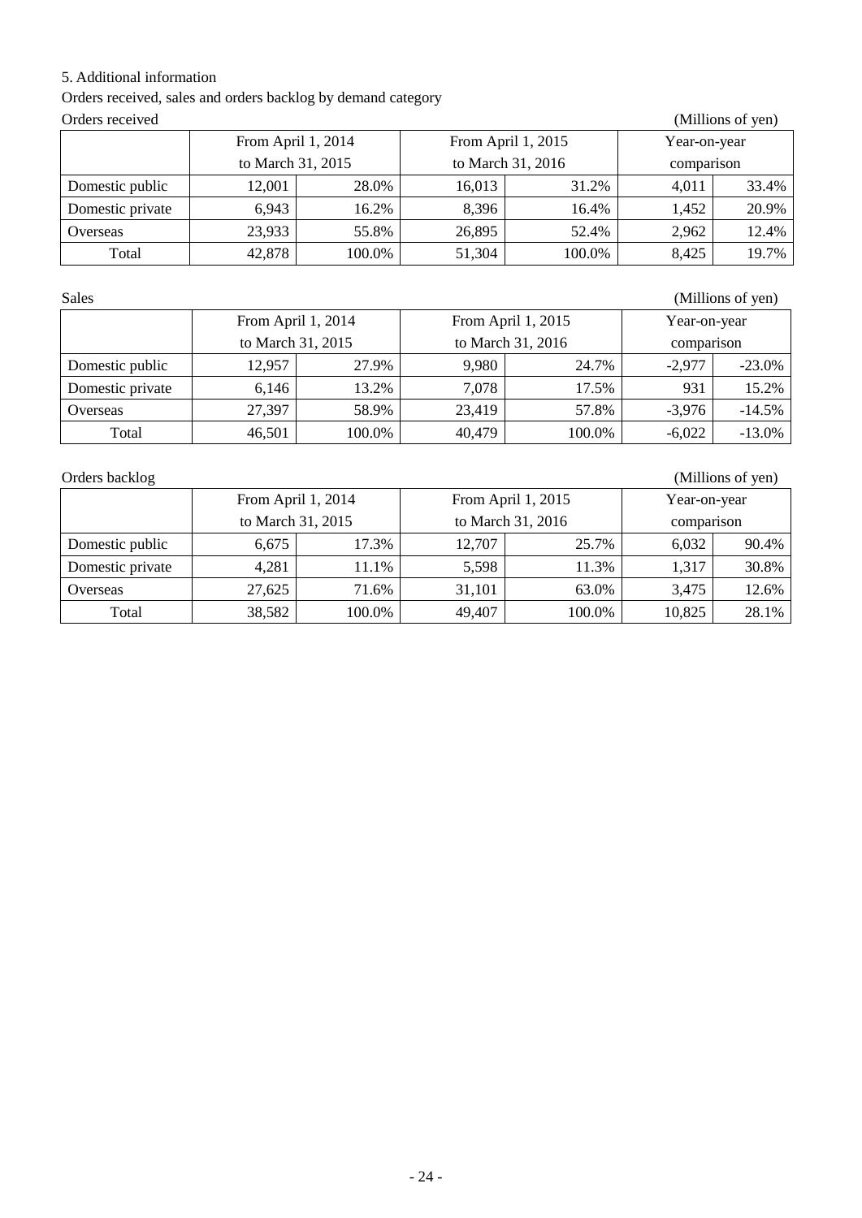5. Additional information

Orders received, sales and orders backlog by demand category

Orders received (Millions of yen)

| | From April 1, 2014 to March 31, 2015 | | From April 1, 2015 to March 31, 2016 | | Year-on-year comparison | |
|---|---|---|---|---|---|---|
| Domestic public | 12,001 | 28.0% | 16,013 | 31.2% | 4,011 | 33.4% |
| Domestic private | 6,943 | 16.2% | 8,396 | 16.4% | 1,452 | 20.9% |
| Overseas | 23,933 | 55.8% | 26,895 | 52.4% | 2,962 | 12.4% |
| Total | 42,878 | 100.0% | 51,304 | 100.0% | 8,425 | 19.7% |

Sales (Millions of yen)

| | From April 1, 2014 to March 31, 2015 | | From April 1, 2015 to March 31, 2016 | | Year-on-year comparison | |
|---|---|---|---|---|---|---|
| Domestic public | 12,957 | 27.9% | 9,980 | 24.7% | -2,977 | -23.0% |
| Domestic private | 6,146 | 13.2% | 7,078 | 17.5% | 931 | 15.2% |
| Overseas | 27,397 | 58.9% | 23,419 | 57.8% | -3,976 | -14.5% |
| Total | 46,501 | 100.0% | 40,479 | 100.0% | -6,022 | -13.0% |

Orders backlog (Millions of yen)

| | From April 1, 2014 to March 31, 2015 | | From April 1, 2015 to March 31, 2016 | | Year-on-year comparison | |
|---|---|---|---|---|---|---|
| Domestic public | 6,675 | 17.3% | 12,707 | 25.7% | 6,032 | 90.4% |
| Domestic private | 4,281 | 11.1% | 5,598 | 11.3% | 1,317 | 30.8% |
| Overseas | 27,625 | 71.6% | 31,101 | 63.0% | 3,475 | 12.6% |
| Total | 38,582 | 100.0% | 49,407 | 100.0% | 10,825 | 28.1% |